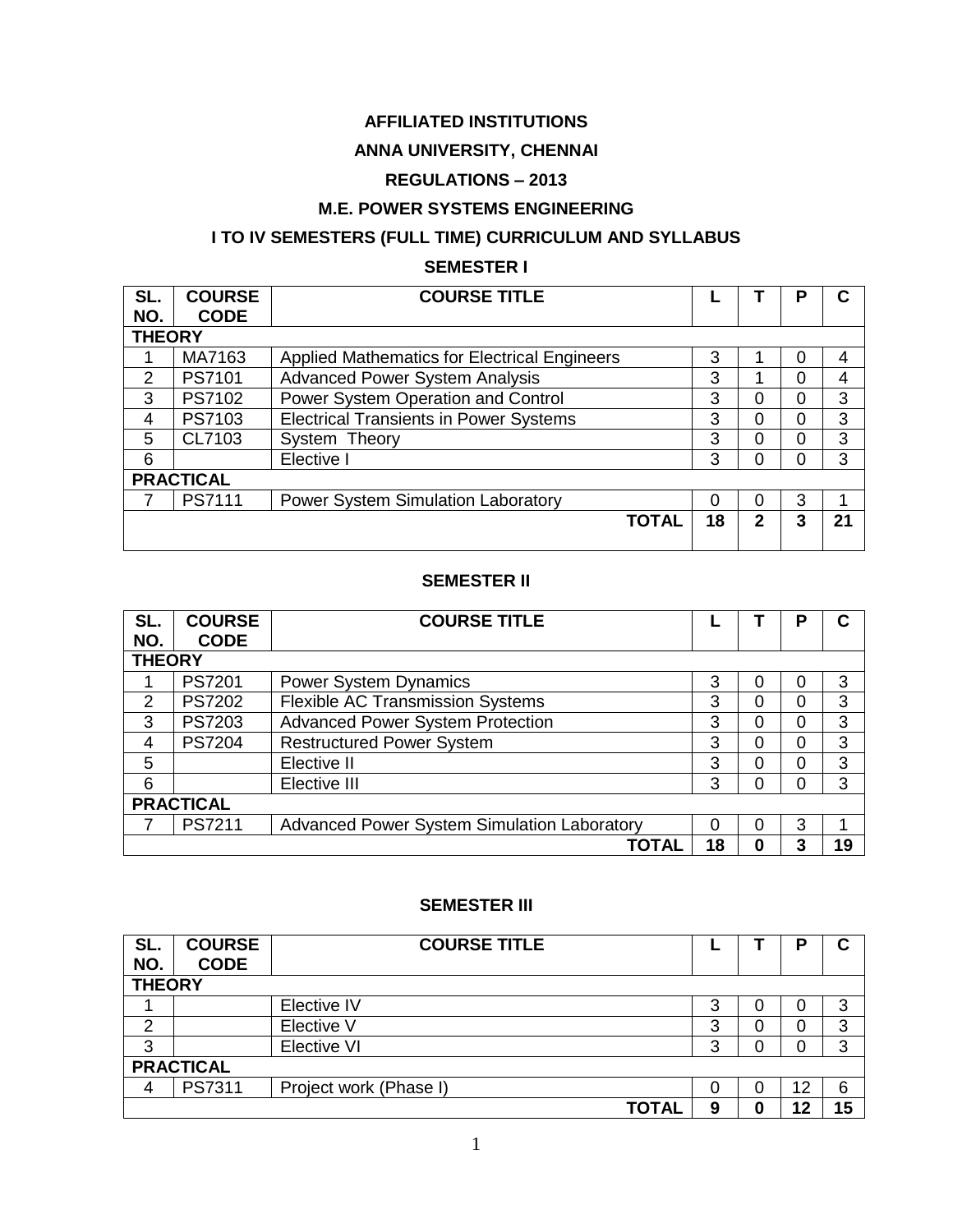# AFFILIATED INSTITUTIONS

## ANNA UNIVERSITY, CHENNAI

## REGULATIONS – 2013

## M.E. POWER SYSTEMS ENGINEERING

## I TO IV SEMESTERS (FULL TIME) CURRICULUM AND SYLLABUS

### SEMESTER I

| SL. NO. | COURSE CODE | COURSE TITLE | L | T | P | C |
|---|---|---|---|---|---|---|
| **THEORY** | | | | | | |
| 1 | MA7163 | Applied Mathematics for Electrical Engineers | 3 | 1 | 0 | 4 |
| 2 | PS7101 | Advanced Power System Analysis | 3 | 1 | 0 | 4 |
| 3 | PS7102 | Power System Operation and Control | 3 | 0 | 0 | 3 |
| 4 | PS7103 | Electrical Transients in Power Systems | 3 | 0 | 0 | 3 |
| 5 | CL7103 | System Theory | 3 | 0 | 0 | 3 |
| 6 | | Elective I | 3 | 0 | 0 | 3 |
| **PRACTICAL** | | | | | | |
| 7 | PS7111 | Power System Simulation Laboratory | 0 | 0 | 3 | 1 |
| | | **TOTAL** | **18** | **2** | **3** | **21** |

### SEMESTER II

| SL. NO. | COURSE CODE | COURSE TITLE | L | T | P | C |
|---|---|---|---|---|---|---|
| **THEORY** | | | | | | |
| 1 | PS7201 | Power System Dynamics | 3 | 0 | 0 | 3 |
| 2 | PS7202 | Flexible AC Transmission Systems | 3 | 0 | 0 | 3 |
| 3 | PS7203 | Advanced Power System Protection | 3 | 0 | 0 | 3 |
| 4 | PS7204 | Restructured Power System | 3 | 0 | 0 | 3 |
| 5 | | Elective II | 3 | 0 | 0 | 3 |
| 6 | | Elective III | 3 | 0 | 0 | 3 |
| **PRACTICAL** | | | | | | |
| 7 | PS7211 | Advanced Power System Simulation Laboratory | 0 | 0 | 3 | 1 |
| | | **TOTAL** | **18** | **0** | **3** | **19** |

### SEMESTER III

| SL. NO. | COURSE CODE | COURSE TITLE | L | T | P | C |
|---|---|---|---|---|---|---|
| **THEORY** | | | | | | |
| 1 | | Elective IV | 3 | 0 | 0 | 3 |
| 2 | | Elective V | 3 | 0 | 0 | 3 |
| 3 | | Elective VI | 3 | 0 | 0 | 3 |
| **PRACTICAL** | | | | | | |
| 4 | PS7311 | Project work (Phase I) | 0 | 0 | 12 | 6 |
| | | **TOTAL** | **9** | **0** | **12** | **15** |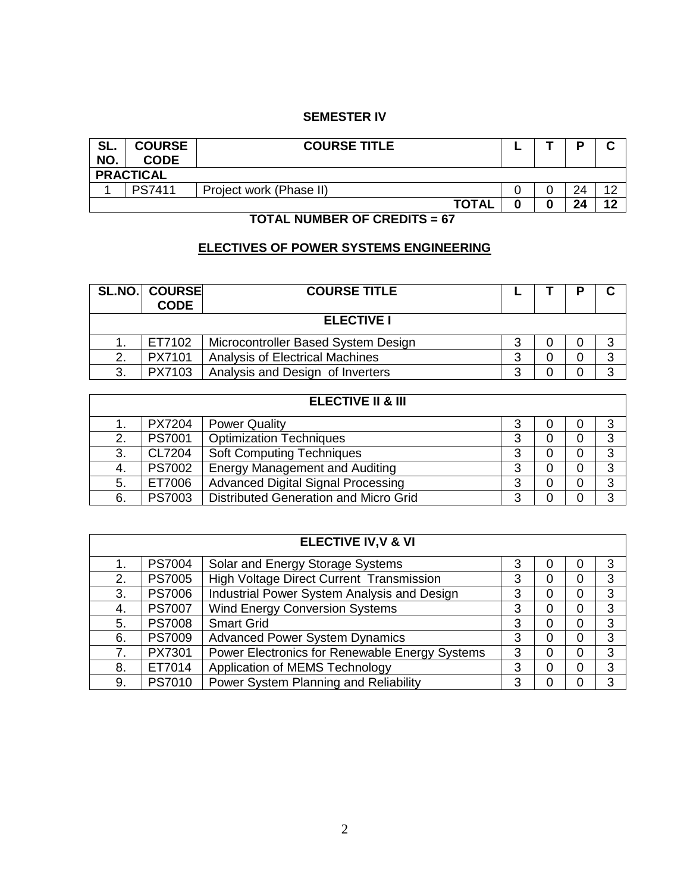## SEMESTER IV

| SL. NO. | COURSE CODE | COURSE TITLE | L | T | P | C |
|---|---|---|---|---|---|---|
| **PRACTICAL** | | | | | | |
| 1 | PS7411 | Project work (Phase II) | 0 | 0 | 24 | 12 |
| | | **TOTAL** | **0** | **0** | **24** | **12** |

**TOTAL NUMBER OF CREDITS = 67**

## ELECTIVES OF POWER SYSTEMS ENGINEERING

| SL.NO. | COURSE CODE | COURSE TITLE | L | T | P | C |
|---|---|---|---|---|---|---|
| | | **ELECTIVE I** | | | | |
| 1. | ET7102 | Microcontroller Based System Design | 3 | 0 | 0 | 3 |
| 2. | PX7101 | Analysis of Electrical Machines | 3 | 0 | 0 | 3 |
| 3. | PX7103 | Analysis and Design of Inverters | 3 | 0 | 0 | 3 |

| | | **ELECTIVE II & III** | | | | |
|---|---|---|---|---|---|---|
| 1. | PX7204 | Power Quality | 3 | 0 | 0 | 3 |
| 2. | PS7001 | Optimization Techniques | 3 | 0 | 0 | 3 |
| 3. | CL7204 | Soft Computing Techniques | 3 | 0 | 0 | 3 |
| 4. | PS7002 | Energy Management and Auditing | 3 | 0 | 0 | 3 |
| 5. | ET7006 | Advanced Digital Signal Processing | 3 | 0 | 0 | 3 |
| 6. | PS7003 | Distributed Generation and Micro Grid | 3 | 0 | 0 | 3 |

| | | **ELECTIVE IV,V & VI** | | | | |
|---|---|---|---|---|---|---|
| 1. | PS7004 | Solar and Energy Storage Systems | 3 | 0 | 0 | 3 |
| 2. | PS7005 | High Voltage Direct Current Transmission | 3 | 0 | 0 | 3 |
| 3. | PS7006 | Industrial Power System Analysis and Design | 3 | 0 | 0 | 3 |
| 4. | PS7007 | Wind Energy Conversion Systems | 3 | 0 | 0 | 3 |
| 5. | PS7008 | Smart Grid | 3 | 0 | 0 | 3 |
| 6. | PS7009 | Advanced Power System Dynamics | 3 | 0 | 0 | 3 |
| 7. | PX7301 | Power Electronics for Renewable Energy Systems | 3 | 0 | 0 | 3 |
| 8. | ET7014 | Application of MEMS Technology | 3 | 0 | 0 | 3 |
| 9. | PS7010 | Power System Planning and Reliability | 3 | 0 | 0 | 3 |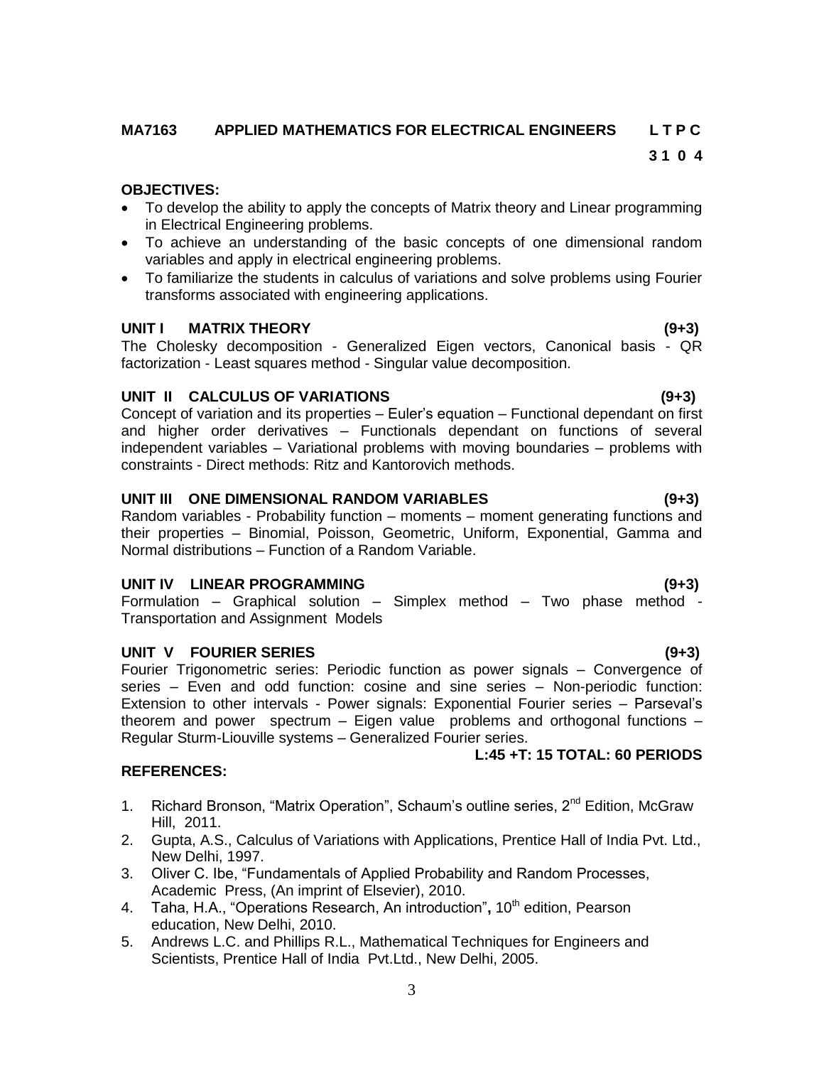**MA7163 APPLIED MATHEMATICS FOR ELECTRICAL ENGINEERS L T P C**

**3 1 0 4**

**OBJECTIVES:**

- To develop the ability to apply the concepts of Matrix theory and Linear programming in Electrical Engineering problems.
- To achieve an understanding of the basic concepts of one dimensional random variables and apply in electrical engineering problems.
- To familiarize the students in calculus of variations and solve problems using Fourier transforms associated with engineering applications.

**UNIT I MATRIX THEORY (9+3)**

The Cholesky decomposition - Generalized Eigen vectors, Canonical basis - QR factorization - Least squares method - Singular value decomposition.

**UNIT II CALCULUS OF VARIATIONS (9+3)**

Concept of variation and its properties – Euler's equation – Functional dependant on first and higher order derivatives – Functionals dependant on functions of several independent variables – Variational problems with moving boundaries – problems with constraints - Direct methods: Ritz and Kantorovich methods.

**UNIT III ONE DIMENSIONAL RANDOM VARIABLES (9+3)**

Random variables - Probability function – moments – moment generating functions and their properties – Binomial, Poisson, Geometric, Uniform, Exponential, Gamma and Normal distributions – Function of a Random Variable.

**UNIT IV LINEAR PROGRAMMING (9+3)**

Formulation – Graphical solution – Simplex method – Two phase method - Transportation and Assignment Models

**UNIT V FOURIER SERIES (9+3)**

Fourier Trigonometric series: Periodic function as power signals – Convergence of series – Even and odd function: cosine and sine series – Non-periodic function: Extension to other intervals - Power signals: Exponential Fourier series – Parseval's theorem and power spectrum – Eigen value problems and orthogonal functions – Regular Sturm-Liouville systems – Generalized Fourier series.

**L:45 +T: 15 TOTAL: 60 PERIODS**

**REFERENCES:**

1. Richard Bronson, "Matrix Operation", Schaum's outline series, 2nd Edition, McGraw Hill, 2011.
2. Gupta, A.S., Calculus of Variations with Applications, Prentice Hall of India Pvt. Ltd., New Delhi, 1997.
3. Oliver C. Ibe, "Fundamentals of Applied Probability and Random Processes, Academic Press, (An imprint of Elsevier), 2010.
4. Taha, H.A., "Operations Research, An introduction"**,** 10th edition, Pearson education, New Delhi, 2010.
5. Andrews L.C. and Phillips R.L., Mathematical Techniques for Engineers and Scientists, Prentice Hall of India Pvt.Ltd., New Delhi, 2005.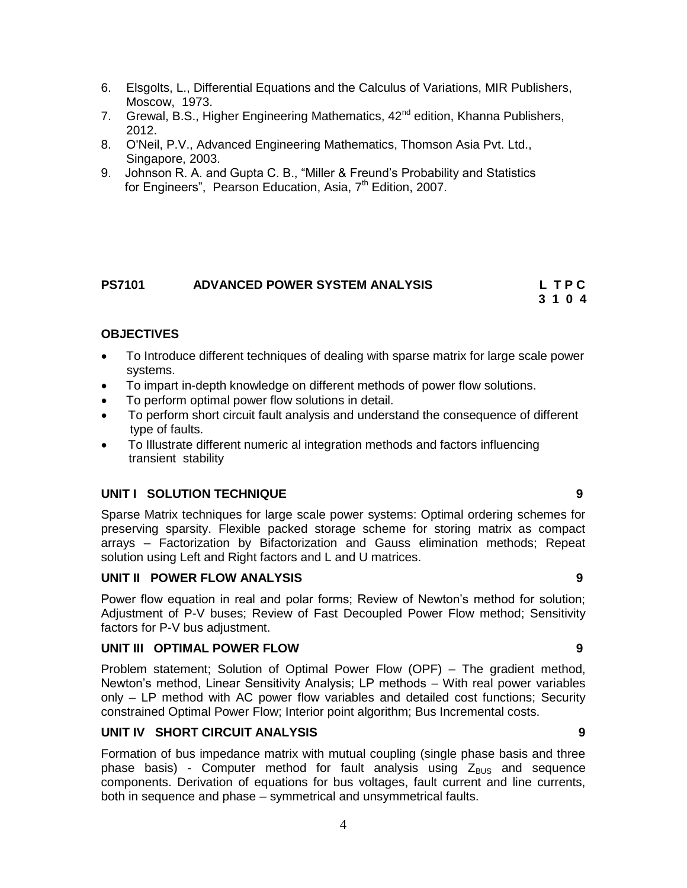6. Elsgolts, L., Differential Equations and the Calculus of Variations, MIR Publishers, Moscow, 1973.
7. Grewal, B.S., Higher Engineering Mathematics, 42[nd] edition, Khanna Publishers, 2012.
8. O'Neil, P.V., Advanced Engineering Mathematics, Thomson Asia Pvt. Ltd., Singapore, 2003.
9. Johnson R. A. and Gupta C. B., "Miller & Freund's Probability and Statistics for Engineers", Pearson Education, Asia, 7[th] Edition, 2007.

## PS7101 ADVANCED POWER SYSTEM ANALYSIS

**L T P C**
**3 1 0 4**

### OBJECTIVES

- To Introduce different techniques of dealing with sparse matrix for large scale power systems.
- To impart in-depth knowledge on different methods of power flow solutions.
- To perform optimal power flow solutions in detail.
- To perform short circuit fault analysis and understand the consequence of different type of faults.
- To Illustrate different numeric al integration methods and factors influencing transient stability

### UNIT I SOLUTION TECHNIQUE 9

Sparse Matrix techniques for large scale power systems: Optimal ordering schemes for preserving sparsity. Flexible packed storage scheme for storing matrix as compact arrays – Factorization by Bifactorization and Gauss elimination methods; Repeat solution using Left and Right factors and L and U matrices.

### UNIT II POWER FLOW ANALYSIS 9

Power flow equation in real and polar forms; Review of Newton's method for solution; Adjustment of P-V buses; Review of Fast Decoupled Power Flow method; Sensitivity factors for P-V bus adjustment.

### UNIT III OPTIMAL POWER FLOW 9

Problem statement; Solution of Optimal Power Flow (OPF) – The gradient method, Newton's method, Linear Sensitivity Analysis; LP methods – With real power variables only – LP method with AC power flow variables and detailed cost functions; Security constrained Optimal Power Flow; Interior point algorithm; Bus Incremental costs.

### UNIT IV SHORT CIRCUIT ANALYSIS 9

Formation of bus impedance matrix with mutual coupling (single phase basis and three phase basis) - Computer method for fault analysis using $Z_{BUS}$ and sequence components. Derivation of equations for bus voltages, fault current and line currents, both in sequence and phase – symmetrical and unsymmetrical faults.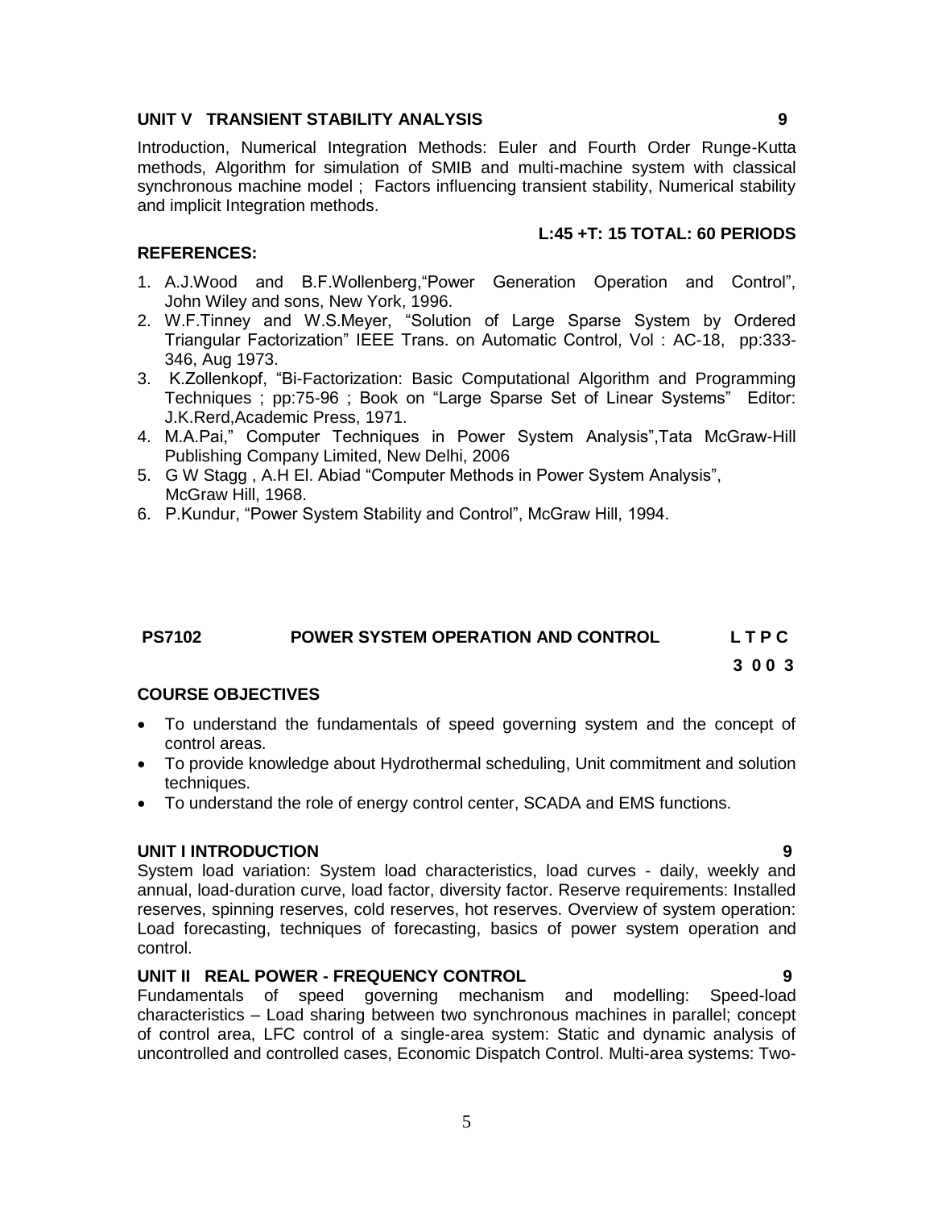### UNIT V TRANSIENT STABILITY ANALYSIS 9

Introduction, Numerical Integration Methods: Euler and Fourth Order Runge-Kutta methods, Algorithm for simulation of SMIB and multi-machine system with classical synchronous machine model ; Factors influencing transient stability, Numerical stability and implicit Integration methods.

**L:45 +T: 15 TOTAL: 60 PERIODS**

### REFERENCES:

1. A.J.Wood and B.F.Wollenberg,"Power Generation Operation and Control", John Wiley and sons, New York, 1996.
2. W.F.Tinney and W.S.Meyer, "Solution of Large Sparse System by Ordered Triangular Factorization" IEEE Trans. on Automatic Control, Vol : AC-18, pp:333-346, Aug 1973.
3. K.Zollenkopf, "Bi-Factorization: Basic Computational Algorithm and Programming Techniques ; pp:75-96 ; Book on "Large Sparse Set of Linear Systems" Editor: J.K.Rerd,Academic Press, 1971.
4. M.A.Pai," Computer Techniques in Power System Analysis",Tata McGraw-Hill Publishing Company Limited, New Delhi, 2006
5. G W Stagg , A.H El. Abiad "Computer Methods in Power System Analysis", McGraw Hill, 1968.
6. P.Kundur, "Power System Stability and Control", McGraw Hill, 1994.

## PS7102 POWER SYSTEM OPERATION AND CONTROL

**L T P C**
**3 0 0 3**

### COURSE OBJECTIVES

- To understand the fundamentals of speed governing system and the concept of control areas.
- To provide knowledge about Hydrothermal scheduling, Unit commitment and solution techniques.
- To understand the role of energy control center, SCADA and EMS functions.

### UNIT I INTRODUCTION 9

System load variation: System load characteristics, load curves - daily, weekly and annual, load-duration curve, load factor, diversity factor. Reserve requirements: Installed reserves, spinning reserves, cold reserves, hot reserves. Overview of system operation: Load forecasting, techniques of forecasting, basics of power system operation and control.

### UNIT II REAL POWER - FREQUENCY CONTROL 9

Fundamentals of speed governing mechanism and modelling: Speed-load characteristics – Load sharing between two synchronous machines in parallel; concept of control area, LFC control of a single-area system: Static and dynamic analysis of uncontrolled and controlled cases, Economic Dispatch Control. Multi-area systems: Two-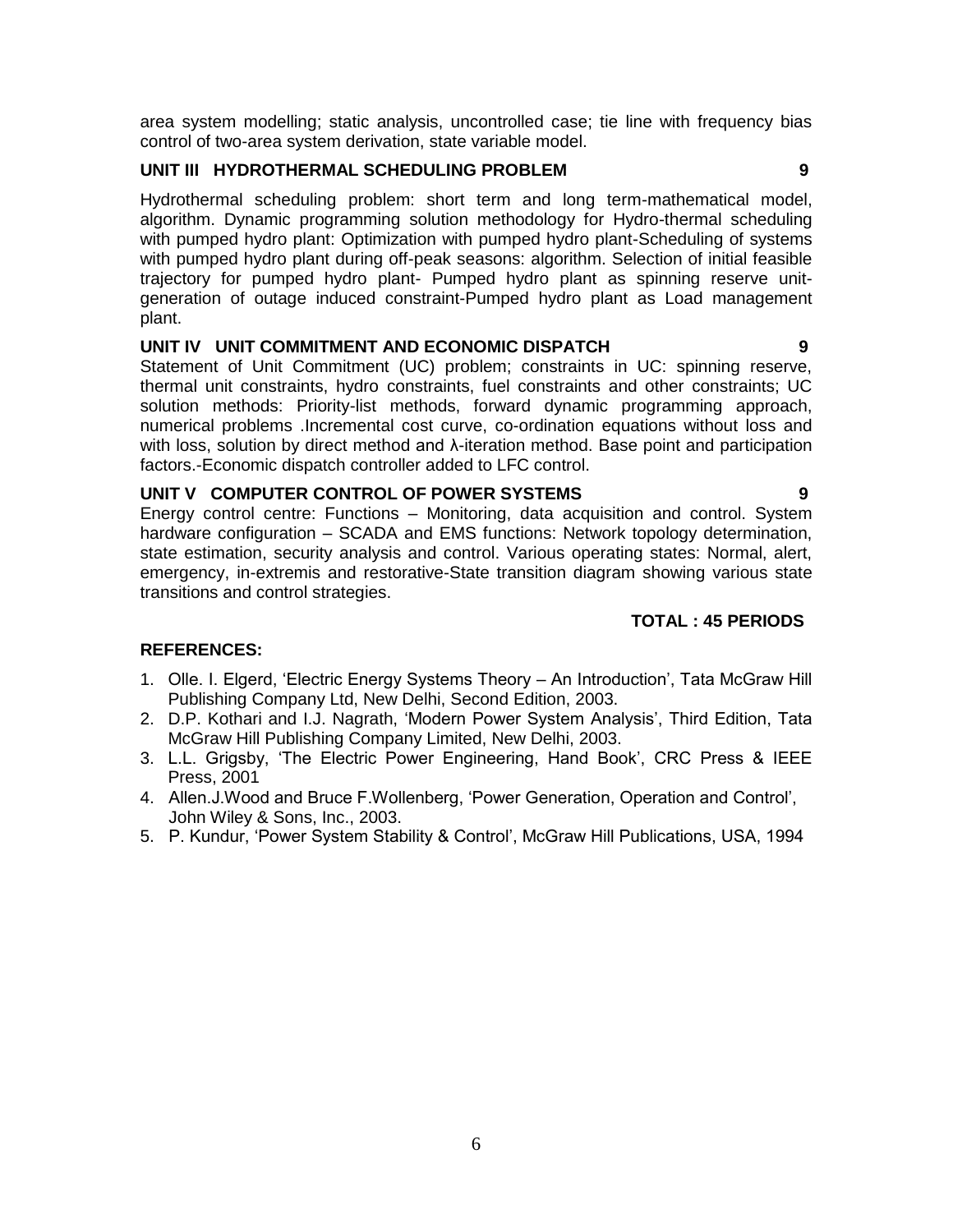area system modelling; static analysis, uncontrolled case; tie line with frequency bias control of two-area system derivation, state variable model.

### UNIT III HYDROTHERMAL SCHEDULING PROBLEM 9

Hydrothermal scheduling problem: short term and long term-mathematical model, algorithm. Dynamic programming solution methodology for Hydro-thermal scheduling with pumped hydro plant: Optimization with pumped hydro plant-Scheduling of systems with pumped hydro plant during off-peak seasons: algorithm. Selection of initial feasible trajectory for pumped hydro plant- Pumped hydro plant as spinning reserve unit-generation of outage induced constraint-Pumped hydro plant as Load management plant.

### UNIT IV UNIT COMMITMENT AND ECONOMIC DISPATCH 9

Statement of Unit Commitment (UC) problem; constraints in UC: spinning reserve, thermal unit constraints, hydro constraints, fuel constraints and other constraints; UC solution methods: Priority-list methods, forward dynamic programming approach, numerical problems .Incremental cost curve, co-ordination equations without loss and with loss, solution by direct method and $\lambda$-iteration method. Base point and participation factors.-Economic dispatch controller added to LFC control.

### UNIT V COMPUTER CONTROL OF POWER SYSTEMS 9

Energy control centre: Functions – Monitoring, data acquisition and control. System hardware configuration – SCADA and EMS functions: Network topology determination, state estimation, security analysis and control. Various operating states: Normal, alert, emergency, in-extremis and restorative-State transition diagram showing various state transitions and control strategies.

**TOTAL : 45 PERIODS**

### REFERENCES:

1. Olle. I. Elgerd, 'Electric Energy Systems Theory – An Introduction', Tata McGraw Hill Publishing Company Ltd, New Delhi, Second Edition, 2003.
2. D.P. Kothari and I.J. Nagrath, 'Modern Power System Analysis', Third Edition, Tata McGraw Hill Publishing Company Limited, New Delhi, 2003.
3. L.L. Grigsby, 'The Electric Power Engineering, Hand Book', CRC Press & IEEE Press, 2001
4. Allen.J.Wood and Bruce F.Wollenberg, 'Power Generation, Operation and Control', John Wiley & Sons, Inc., 2003.
5. P. Kundur, 'Power System Stability & Control', McGraw Hill Publications, USA, 1994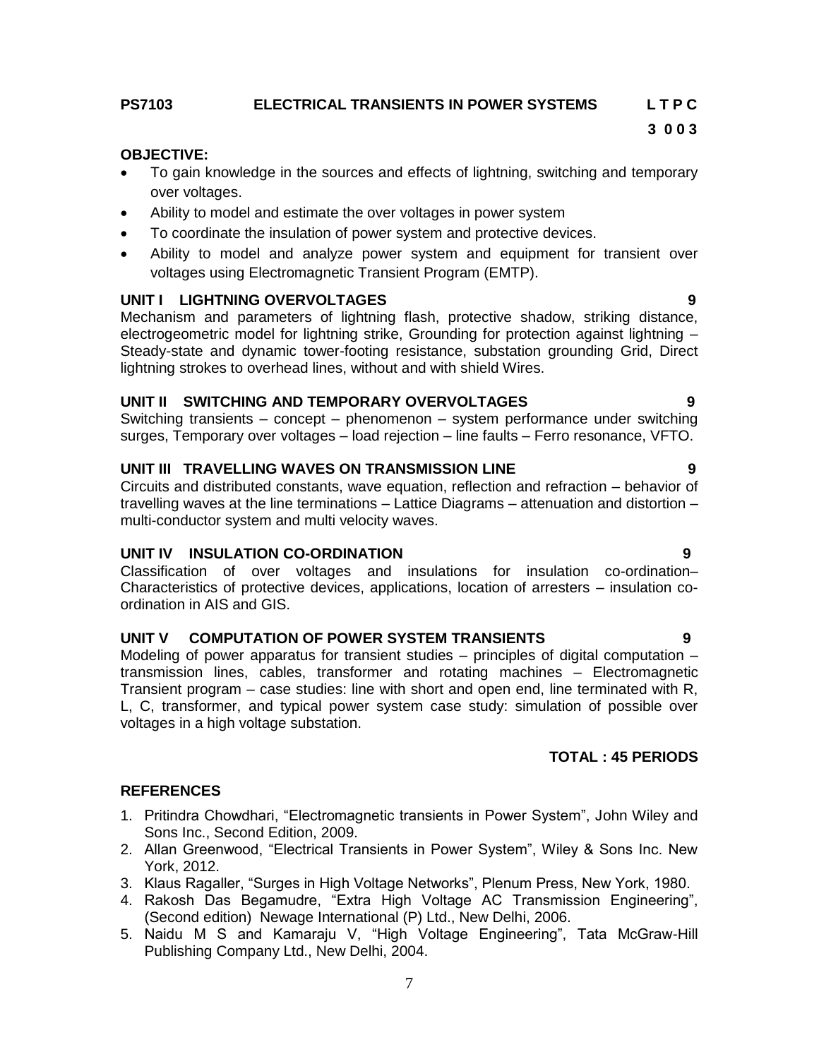**PS7103 ELECTRICAL TRANSIENTS IN POWER SYSTEMS L T P C**

**3 0 0 3**

**OBJECTIVE:**

- To gain knowledge in the sources and effects of lightning, switching and temporary over voltages.
- Ability to model and estimate the over voltages in power system
- To coordinate the insulation of power system and protective devices.
- Ability to model and analyze power system and equipment for transient over voltages using Electromagnetic Transient Program (EMTP).

**UNIT I LIGHTNING OVERVOLTAGES 9**

Mechanism and parameters of lightning flash, protective shadow, striking distance, electrogeometric model for lightning strike, Grounding for protection against lightning – Steady-state and dynamic tower-footing resistance, substation grounding Grid, Direct lightning strokes to overhead lines, without and with shield Wires.

**UNIT II SWITCHING AND TEMPORARY OVERVOLTAGES 9**

Switching transients – concept – phenomenon – system performance under switching surges, Temporary over voltages – load rejection – line faults – Ferro resonance, VFTO.

**UNIT III TRAVELLING WAVES ON TRANSMISSION LINE 9**

Circuits and distributed constants, wave equation, reflection and refraction – behavior of travelling waves at the line terminations – Lattice Diagrams – attenuation and distortion – multi-conductor system and multi velocity waves.

**UNIT IV INSULATION CO-ORDINATION 9**

Classification of over voltages and insulations for insulation co-ordination– Characteristics of protective devices, applications, location of arresters – insulation co-ordination in AIS and GIS.

**UNIT V COMPUTATION OF POWER SYSTEM TRANSIENTS 9**

Modeling of power apparatus for transient studies – principles of digital computation – transmission lines, cables, transformer and rotating machines – Electromagnetic Transient program – case studies: line with short and open end, line terminated with R, L, C, transformer, and typical power system case study: simulation of possible over voltages in a high voltage substation.

**TOTAL : 45 PERIODS**

**REFERENCES**

1. Pritindra Chowdhari, "Electromagnetic transients in Power System", John Wiley and Sons Inc., Second Edition, 2009.
2. Allan Greenwood, "Electrical Transients in Power System", Wiley & Sons Inc. New York, 2012.
3. Klaus Ragaller, "Surges in High Voltage Networks", Plenum Press, New York, 1980.
4. Rakosh Das Begamudre, "Extra High Voltage AC Transmission Engineering", (Second edition) Newage International (P) Ltd., New Delhi, 2006.
5. Naidu M S and Kamaraju V, "High Voltage Engineering", Tata McGraw-Hill Publishing Company Ltd., New Delhi, 2004.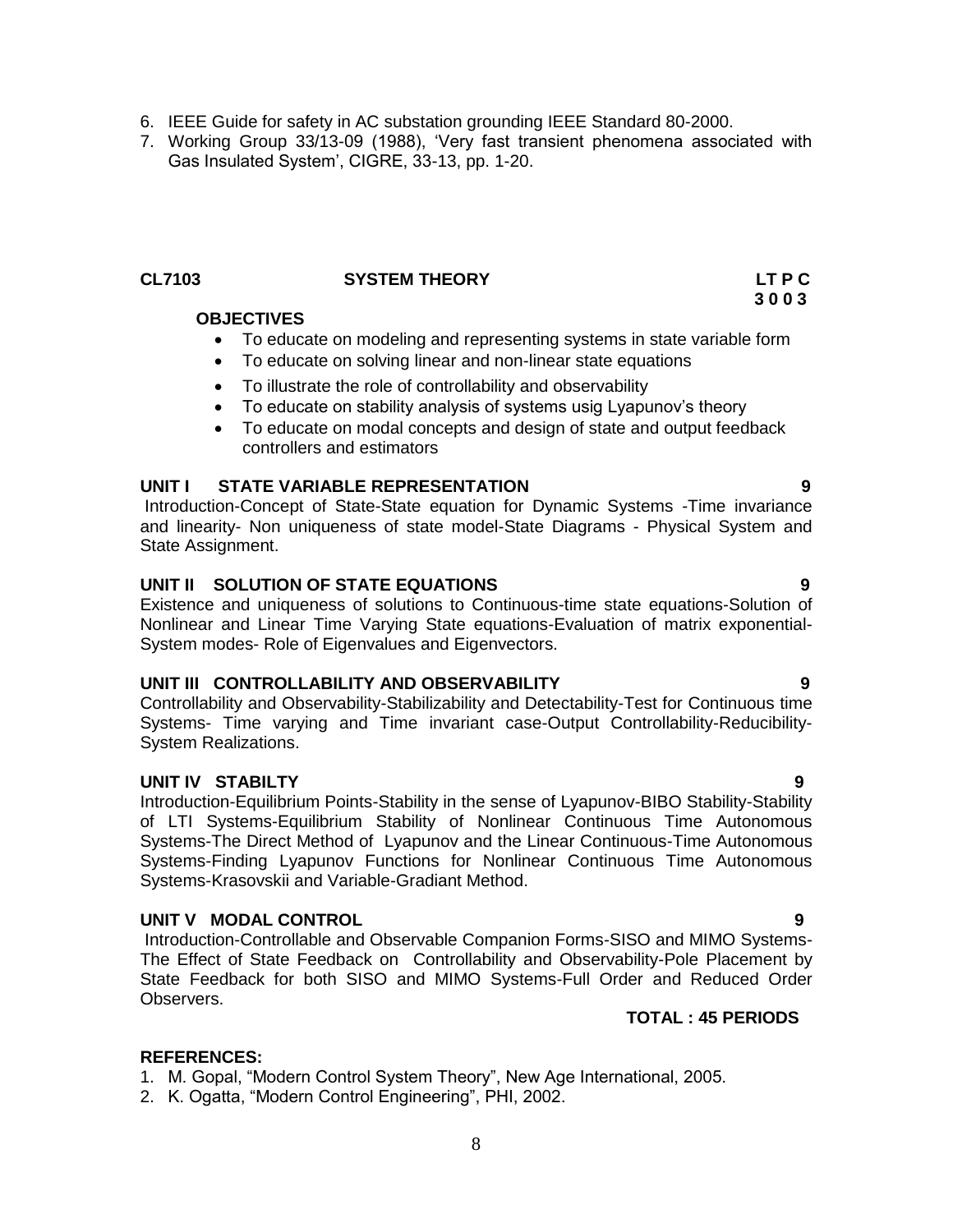6. IEEE Guide for safety in AC substation grounding IEEE Standard 80-2000.
7. Working Group 33/13-09 (1988), 'Very fast transient phenomena associated with Gas Insulated System', CIGRE, 33-13, pp. 1-20.

## CL7103 SYSTEM THEORY

**L T P C**
**3 0 0 3**

**OBJECTIVES**

- To educate on modeling and representing systems in state variable form
- To educate on solving linear and non-linear state equations
- To illustrate the role of controllability and observability
- To educate on stability analysis of systems usig Lyapunov's theory
- To educate on modal concepts and design of state and output feedback controllers and estimators

### UNIT I STATE VARIABLE REPRESENTATION 9

Introduction-Concept of State-State equation for Dynamic Systems -Time invariance and linearity- Non uniqueness of state model-State Diagrams - Physical System and State Assignment.

### UNIT II SOLUTION OF STATE EQUATIONS 9

Existence and uniqueness of solutions to Continuous-time state equations-Solution of Nonlinear and Linear Time Varying State equations-Evaluation of matrix exponential-System modes- Role of Eigenvalues and Eigenvectors.

### UNIT III CONTROLLABILITY AND OBSERVABILITY 9

Controllability and Observability-Stabilizability and Detectability-Test for Continuous time Systems- Time varying and Time invariant case-Output Controllability-Reducibility-System Realizations.

### UNIT IV STABILTY 9

Introduction-Equilibrium Points-Stability in the sense of Lyapunov-BIBO Stability-Stability of LTI Systems-Equilibrium Stability of Nonlinear Continuous Time Autonomous Systems-The Direct Method of Lyapunov and the Linear Continuous-Time Autonomous Systems-Finding Lyapunov Functions for Nonlinear Continuous Time Autonomous Systems-Krasovskii and Variable-Gradiant Method.

### UNIT V MODAL CONTROL 9

Introduction-Controllable and Observable Companion Forms-SISO and MIMO Systems-The Effect of State Feedback on Controllability and Observability-Pole Placement by State Feedback for both SISO and MIMO Systems-Full Order and Reduced Order Observers.

**TOTAL : 45 PERIODS**

**REFERENCES:**

1. M. Gopal, "Modern Control System Theory", New Age International, 2005.
2. K. Ogatta, "Modern Control Engineering", PHI, 2002.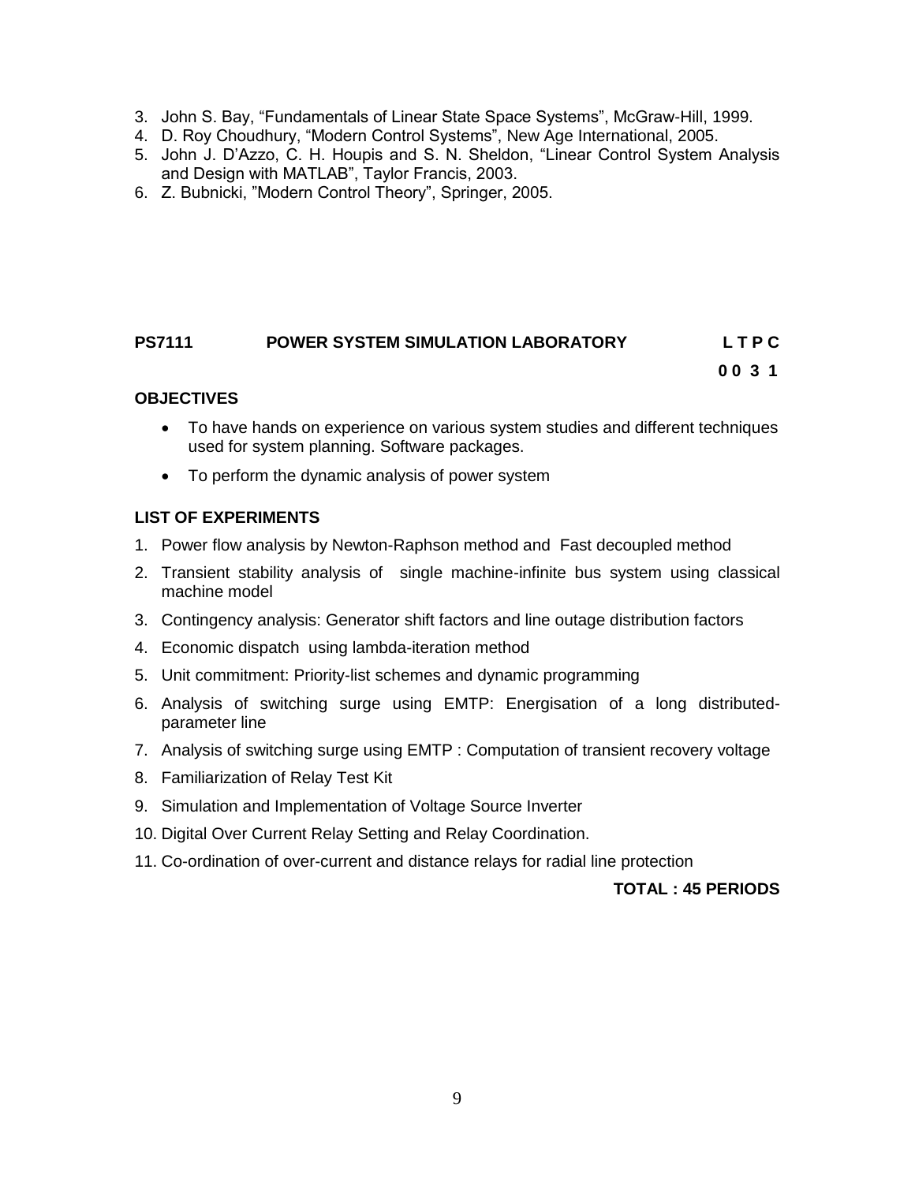3. John S. Bay, “Fundamentals of Linear State Space Systems”, McGraw-Hill, 1999.
4. D. Roy Choudhury, “Modern Control Systems”, New Age International, 2005.
5. John J. D’Azzo, C. H. Houpis and S. N. Sheldon, “Linear Control System Analysis and Design with MATLAB”, Taylor Francis, 2003.
6. Z. Bubnicki, ”Modern Control Theory”, Springer, 2005.

## PS7111 POWER SYSTEM SIMULATION LABORATORY

**L T P C**
**0 0 3 1**

### OBJECTIVES

- To have hands on experience on various system studies and different techniques used for system planning. Software packages.
- To perform the dynamic analysis of power system

### LIST OF EXPERIMENTS

1. Power flow analysis by Newton-Raphson method and Fast decoupled method
2. Transient stability analysis of single machine-infinite bus system using classical machine model
3. Contingency analysis: Generator shift factors and line outage distribution factors
4. Economic dispatch using lambda-iteration method
5. Unit commitment: Priority-list schemes and dynamic programming
6. Analysis of switching surge using EMTP: Energisation of a long distributed-parameter line
7. Analysis of switching surge using EMTP : Computation of transient recovery voltage
8. Familiarization of Relay Test Kit
9. Simulation and Implementation of Voltage Source Inverter
10. Digital Over Current Relay Setting and Relay Coordination.
11. Co-ordination of over-current and distance relays for radial line protection

**TOTAL : 45 PERIODS**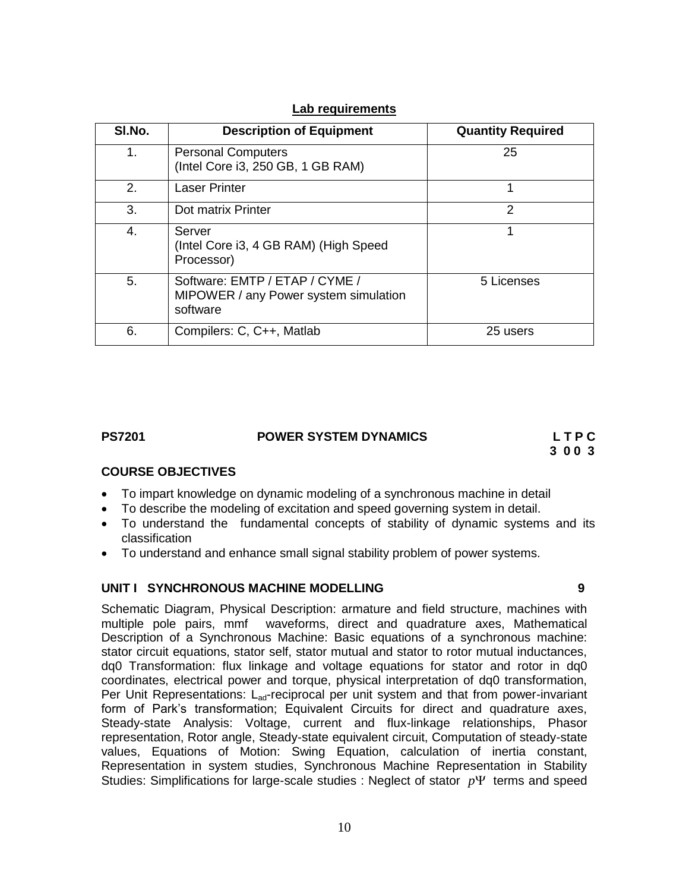**Lab requirements**

| Sl.No. | Description of Equipment | Quantity Required |
|---|---|---|
| 1. | Personal Computers (Intel Core i3, 250 GB, 1 GB RAM) | 25 |
| 2. | Laser Printer | 1 |
| 3. | Dot matrix Printer | 2 |
| 4. | Server (Intel Core i3, 4 GB RAM) (High Speed Processor) | 1 |
| 5. | Software: EMTP / ETAP / CYME / MIPOWER / any Power system simulation software | 5 Licenses |
| 6. | Compilers: C, C++, Matlab | 25 users |

**PS7201 POWER SYSTEM DYNAMICS** **L T P C**
**3 0 0 3**

**COURSE OBJECTIVES**

- To impart knowledge on dynamic modeling of a synchronous machine in detail
- To describe the modeling of excitation and speed governing system in detail.
- To understand the fundamental concepts of stability of dynamic systems and its classification
- To understand and enhance small signal stability problem of power systems.

**UNIT I SYNCHRONOUS MACHINE MODELLING 9**

Schematic Diagram, Physical Description: armature and field structure, machines with multiple pole pairs, mmf waveforms, direct and quadrature axes, Mathematical Description of a Synchronous Machine: Basic equations of a synchronous machine: stator circuit equations, stator self, stator mutual and stator to rotor mutual inductances, dq0 Transformation: flux linkage and voltage equations for stator and rotor in dq0 coordinates, electrical power and torque, physical interpretation of dq0 transformation, Per Unit Representations: $L_{ad}$-reciprocal per unit system and that from power-invariant form of Park's transformation; Equivalent Circuits for direct and quadrature axes, Steady-state Analysis: Voltage, current and flux-linkage relationships, Phasor representation, Rotor angle, Steady-state equivalent circuit, Computation of steady-state values, Equations of Motion: Swing Equation, calculation of inertia constant, Representation in system studies, Synchronous Machine Representation in Stability Studies: Simplifications for large-scale studies : Neglect of stator $p\Psi$ terms and speed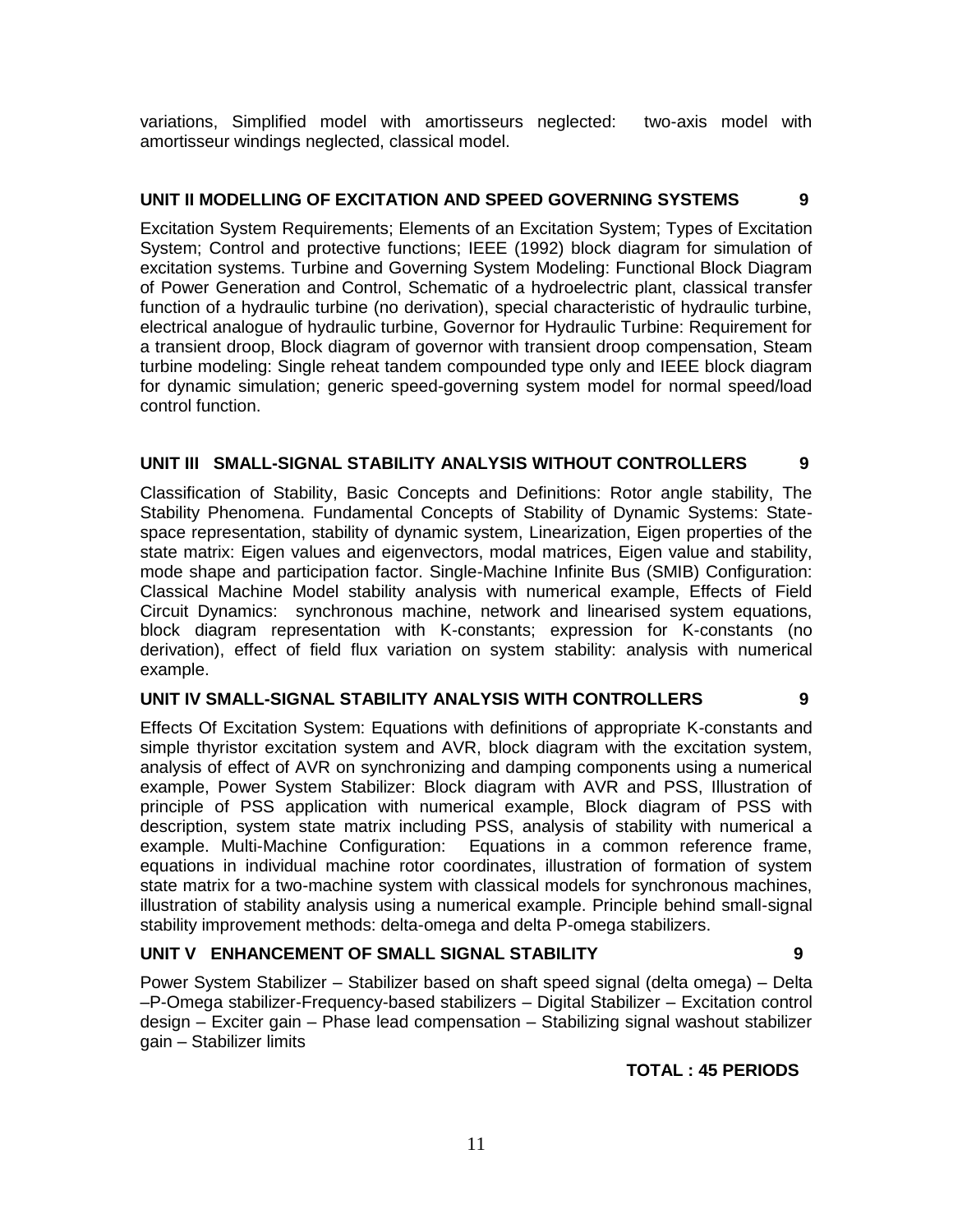variations, Simplified model with amortisseurs neglected: two-axis model with amortisseur windings neglected, classical model.

**UNIT II MODELLING OF EXCITATION AND SPEED GOVERNING SYSTEMS 9**

Excitation System Requirements; Elements of an Excitation System; Types of Excitation System; Control and protective functions; IEEE (1992) block diagram for simulation of excitation systems. Turbine and Governing System Modeling: Functional Block Diagram of Power Generation and Control, Schematic of a hydroelectric plant, classical transfer function of a hydraulic turbine (no derivation), special characteristic of hydraulic turbine, electrical analogue of hydraulic turbine, Governor for Hydraulic Turbine: Requirement for a transient droop, Block diagram of governor with transient droop compensation, Steam turbine modeling: Single reheat tandem compounded type only and IEEE block diagram for dynamic simulation; generic speed-governing system model for normal speed/load control function.

**UNIT III SMALL-SIGNAL STABILITY ANALYSIS WITHOUT CONTROLLERS 9**

Classification of Stability, Basic Concepts and Definitions: Rotor angle stability, The Stability Phenomena. Fundamental Concepts of Stability of Dynamic Systems: State-space representation, stability of dynamic system, Linearization, Eigen properties of the state matrix: Eigen values and eigenvectors, modal matrices, Eigen value and stability, mode shape and participation factor. Single-Machine Infinite Bus (SMIB) Configuration: Classical Machine Model stability analysis with numerical example, Effects of Field Circuit Dynamics: synchronous machine, network and linearised system equations, block diagram representation with K-constants; expression for K-constants (no derivation), effect of field flux variation on system stability: analysis with numerical example.

**UNIT IV SMALL-SIGNAL STABILITY ANALYSIS WITH CONTROLLERS 9**

Effects Of Excitation System: Equations with definitions of appropriate K-constants and simple thyristor excitation system and AVR, block diagram with the excitation system, analysis of effect of AVR on synchronizing and damping components using a numerical example, Power System Stabilizer: Block diagram with AVR and PSS, Illustration of principle of PSS application with numerical example, Block diagram of PSS with description, system state matrix including PSS, analysis of stability with numerical a example. Multi-Machine Configuration: Equations in a common reference frame, equations in individual machine rotor coordinates, illustration of formation of system state matrix for a two-machine system with classical models for synchronous machines, illustration of stability analysis using a numerical example. Principle behind small-signal stability improvement methods: delta-omega and delta P-omega stabilizers.

**UNIT V ENHANCEMENT OF SMALL SIGNAL STABILITY 9**

Power System Stabilizer – Stabilizer based on shaft speed signal (delta omega) – Delta –P-Omega stabilizer-Frequency-based stabilizers – Digital Stabilizer – Excitation control design – Exciter gain – Phase lead compensation – Stabilizing signal washout stabilizer gain – Stabilizer limits

**TOTAL : 45 PERIODS**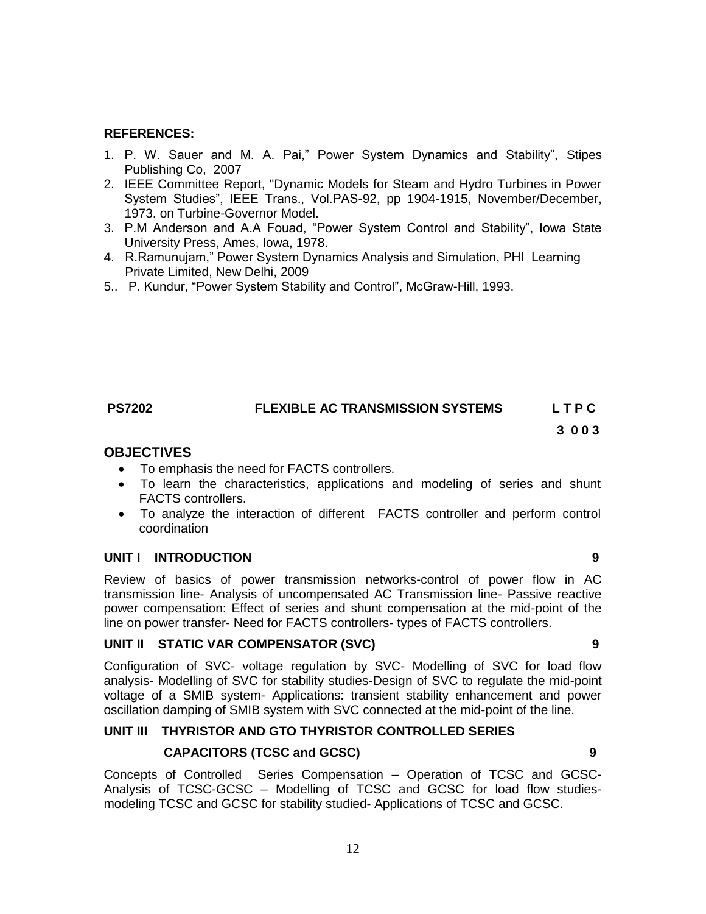**REFERENCES:**

1. P. W. Sauer and M. A. Pai," Power System Dynamics and Stability", Stipes Publishing Co, 2007
2. IEEE Committee Report, "Dynamic Models for Steam and Hydro Turbines in Power System Studies", IEEE Trans., Vol.PAS-92, pp 1904-1915, November/December, 1973. on Turbine-Governor Model.
3. P.M Anderson and A.A Fouad, "Power System Control and Stability", Iowa State University Press, Ames, Iowa, 1978.
4. R.Ramunujam," Power System Dynamics Analysis and Simulation, PHI Learning Private Limited, New Delhi, 2009
5.. P. Kundur, "Power System Stability and Control", McGraw-Hill, 1993.

**PS7202 FLEXIBLE AC TRANSMISSION SYSTEMS L T P C**

**3 0 0 3**

## OBJECTIVES

- To emphasis the need for FACTS controllers.
- To learn the characteristics, applications and modeling of series and shunt FACTS controllers.
- To analyze the interaction of different FACTS controller and perform control coordination

### UNIT I INTRODUCTION 9

Review of basics of power transmission networks-control of power flow in AC transmission line- Analysis of uncompensated AC Transmission line- Passive reactive power compensation: Effect of series and shunt compensation at the mid-point of the line on power transfer- Need for FACTS controllers- types of FACTS controllers.

### UNIT II STATIC VAR COMPENSATOR (SVC) 9

Configuration of SVC- voltage regulation by SVC- Modelling of SVC for load flow analysis- Modelling of SVC for stability studies-Design of SVC to regulate the mid-point voltage of a SMIB system- Applications: transient stability enhancement and power oscillation damping of SMIB system with SVC connected at the mid-point of the line.

### UNIT III THYRISTOR AND GTO THYRISTOR CONTROLLED SERIES CAPACITORS (TCSC and GCSC) 9

Concepts of Controlled Series Compensation – Operation of TCSC and GCSC- Analysis of TCSC-GCSC – Modelling of TCSC and GCSC for load flow studies- modeling TCSC and GCSC for stability studied- Applications of TCSC and GCSC.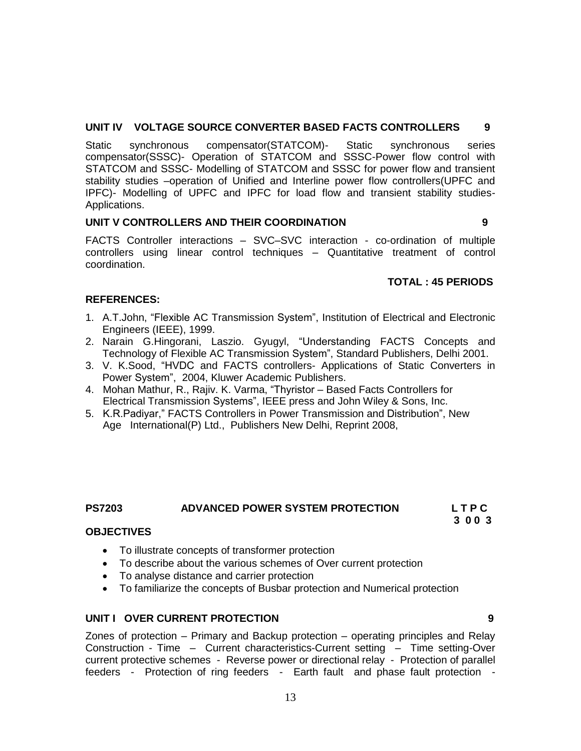**UNIT IV VOLTAGE SOURCE CONVERTER BASED FACTS CONTROLLERS 9**

Static synchronous compensator(STATCOM)- Static synchronous series compensator(SSSC)- Operation of STATCOM and SSSC-Power flow control with STATCOM and SSSC- Modelling of STATCOM and SSSC for power flow and transient stability studies –operation of Unified and Interline power flow controllers(UPFC and IPFC)- Modelling of UPFC and IPFC for load flow and transient stability studies- Applications.

**UNIT V CONTROLLERS AND THEIR COORDINATION 9**

FACTS Controller interactions – SVC–SVC interaction - co-ordination of multiple controllers using linear control techniques – Quantitative treatment of control coordination.

**TOTAL : 45 PERIODS**

**REFERENCES:**

1. A.T.John, "Flexible AC Transmission System", Institution of Electrical and Electronic Engineers (IEEE), 1999.
2. Narain G.Hingorani, Laszio. Gyugyl, "Understanding FACTS Concepts and Technology of Flexible AC Transmission System", Standard Publishers, Delhi 2001.
3. V. K.Sood, "HVDC and FACTS controllers- Applications of Static Converters in Power System", 2004, Kluwer Academic Publishers.
4. Mohan Mathur, R., Rajiv. K. Varma, "Thyristor – Based Facts Controllers for Electrical Transmission Systems", IEEE press and John Wiley & Sons, Inc.
5. K.R.Padiyar," FACTS Controllers in Power Transmission and Distribution", New Age International(P) Ltd., Publishers New Delhi, Reprint 2008,

## PS7203 ADVANCED POWER SYSTEM PROTECTION

**L T P C**
**3 0 0 3**

**OBJECTIVES**

- To illustrate concepts of transformer protection
- To describe about the various schemes of Over current protection
- To analyse distance and carrier protection
- To familiarize the concepts of Busbar protection and Numerical protection

**UNIT I OVER CURRENT PROTECTION 9**

Zones of protection – Primary and Backup protection – operating principles and Relay Construction - Time – Current characteristics-Current setting – Time setting-Over current protective schemes - Reverse power or directional relay - Protection of parallel feeders - Protection of ring feeders - Earth fault and phase fault protection -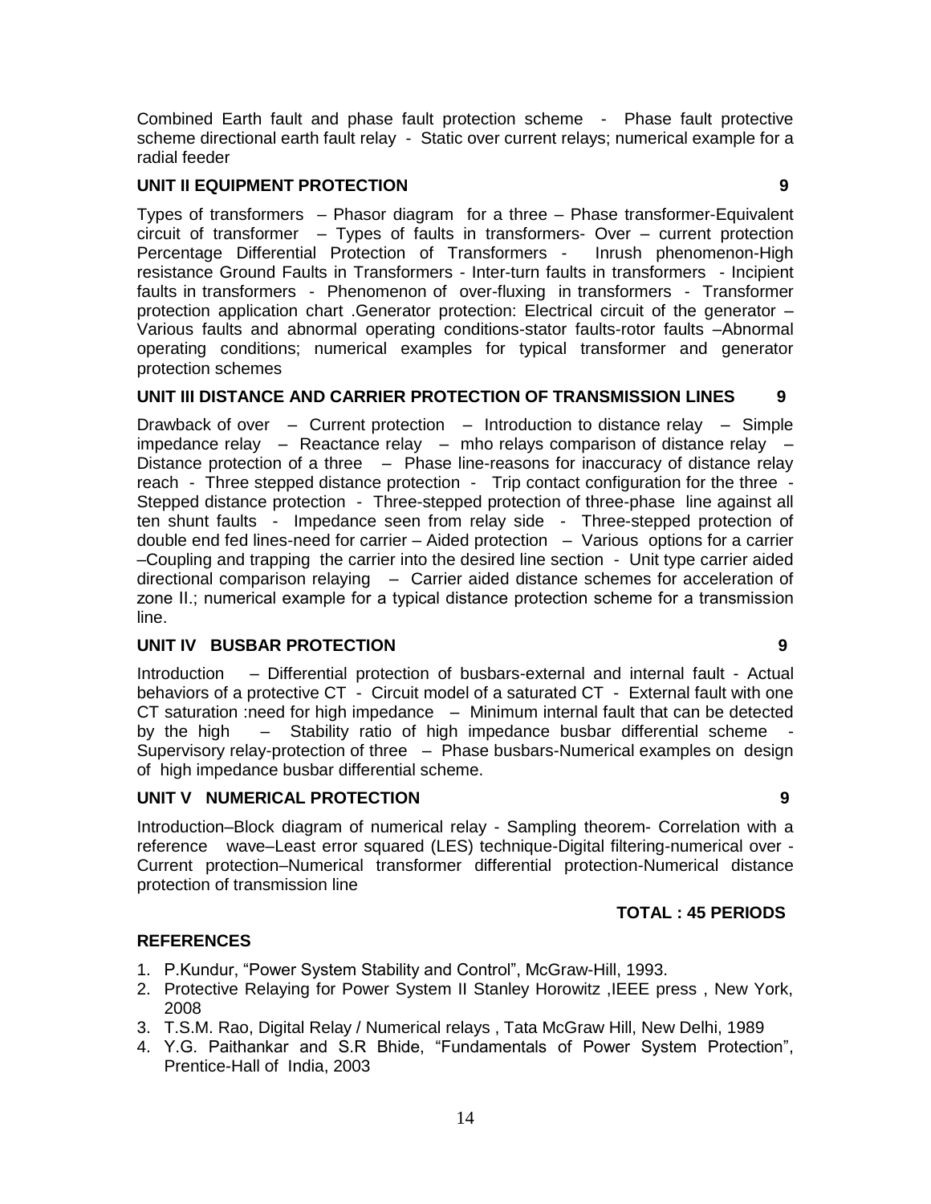Combined Earth fault and phase fault protection scheme - Phase fault protective scheme directional earth fault relay - Static over current relays; numerical example for a radial feeder

**UNIT II EQUIPMENT PROTECTION 9**

Types of transformers – Phasor diagram for a three – Phase transformer-Equivalent circuit of transformer – Types of faults in transformers- Over – current protection Percentage Differential Protection of Transformers - Inrush phenomenon-High resistance Ground Faults in Transformers - Inter-turn faults in transformers - Incipient faults in transformers - Phenomenon of over-fluxing in transformers - Transformer protection application chart .Generator protection: Electrical circuit of the generator – Various faults and abnormal operating conditions-stator faults-rotor faults –Abnormal operating conditions; numerical examples for typical transformer and generator protection schemes

**UNIT III DISTANCE AND CARRIER PROTECTION OF TRANSMISSION LINES 9**

Drawback of over – Current protection – Introduction to distance relay – Simple impedance relay – Reactance relay – mho relays comparison of distance relay – Distance protection of a three – Phase line-reasons for inaccuracy of distance relay reach - Three stepped distance protection - Trip contact configuration for the three - Stepped distance protection - Three-stepped protection of three-phase line against all ten shunt faults - Impedance seen from relay side - Three-stepped protection of double end fed lines-need for carrier – Aided protection – Various options for a carrier –Coupling and trapping the carrier into the desired line section - Unit type carrier aided directional comparison relaying – Carrier aided distance schemes for acceleration of zone II.; numerical example for a typical distance protection scheme for a transmission line.

**UNIT IV BUSBAR PROTECTION 9**

Introduction – Differential protection of busbars-external and internal fault - Actual behaviors of a protective CT - Circuit model of a saturated CT - External fault with one CT saturation :need for high impedance – Minimum internal fault that can be detected by the high – Stability ratio of high impedance busbar differential scheme - Supervisory relay-protection of three – Phase busbars-Numerical examples on design of high impedance busbar differential scheme.

**UNIT V NUMERICAL PROTECTION 9**

Introduction–Block diagram of numerical relay - Sampling theorem- Correlation with a reference wave–Least error squared (LES) technique-Digital filtering-numerical over - Current protection–Numerical transformer differential protection-Numerical distance protection of transmission line

**TOTAL : 45 PERIODS**

**REFERENCES**

1. P.Kundur, "Power System Stability and Control", McGraw-Hill, 1993.
2. Protective Relaying for Power System II Stanley Horowitz ,IEEE press , New York, 2008
3. T.S.M. Rao, Digital Relay / Numerical relays , Tata McGraw Hill, New Delhi, 1989
4. Y.G. Paithankar and S.R Bhide, "Fundamentals of Power System Protection", Prentice-Hall of India, 2003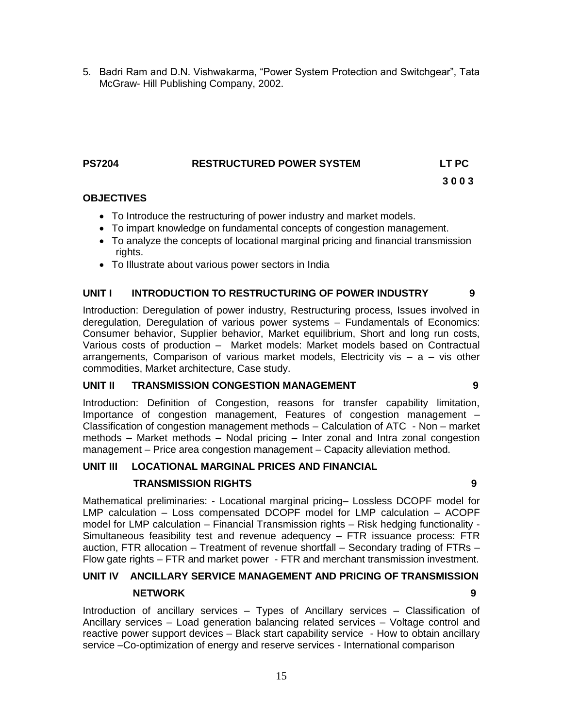5. Badri Ram and D.N. Vishwakarma, “Power System Protection and Switchgear”, Tata McGraw- Hill Publishing Company, 2002.

## PS7204 RESTRUCTURED POWER SYSTEM

**LT PC**
**3 0 0 3**

### OBJECTIVES

- To Introduce the restructuring of power industry and market models.
- To impart knowledge on fundamental concepts of congestion management.
- To analyze the concepts of locational marginal pricing and financial transmission rights.
- To Illustrate about various power sectors in India

### UNIT I INTRODUCTION TO RESTRUCTURING OF POWER INDUSTRY 9

Introduction: Deregulation of power industry, Restructuring process, Issues involved in deregulation, Deregulation of various power systems – Fundamentals of Economics: Consumer behavior, Supplier behavior, Market equilibrium, Short and long run costs, Various costs of production – Market models: Market models based on Contractual arrangements, Comparison of various market models, Electricity vis – a – vis other commodities, Market architecture, Case study.

### UNIT II TRANSMISSION CONGESTION MANAGEMENT 9

Introduction: Definition of Congestion, reasons for transfer capability limitation, Importance of congestion management, Features of congestion management – Classification of congestion management methods – Calculation of ATC - Non – market methods – Market methods – Nodal pricing – Inter zonal and Intra zonal congestion management – Price area congestion management – Capacity alleviation method.

### UNIT III LOCATIONAL MARGINAL PRICES AND FINANCIAL TRANSMISSION RIGHTS 9

Mathematical preliminaries: - Locational marginal pricing– Lossless DCOPF model for LMP calculation – Loss compensated DCOPF model for LMP calculation – ACOPF model for LMP calculation – Financial Transmission rights – Risk hedging functionality - Simultaneous feasibility test and revenue adequency – FTR issuance process: FTR auction, FTR allocation – Treatment of revenue shortfall – Secondary trading of FTRs – Flow gate rights – FTR and market power - FTR and merchant transmission investment.

### UNIT IV ANCILLARY SERVICE MANAGEMENT AND PRICING OF TRANSMISSION NETWORK 9

Introduction of ancillary services – Types of Ancillary services – Classification of Ancillary services – Load generation balancing related services – Voltage control and reactive power support devices – Black start capability service - How to obtain ancillary service –Co-optimization of energy and reserve services - International comparison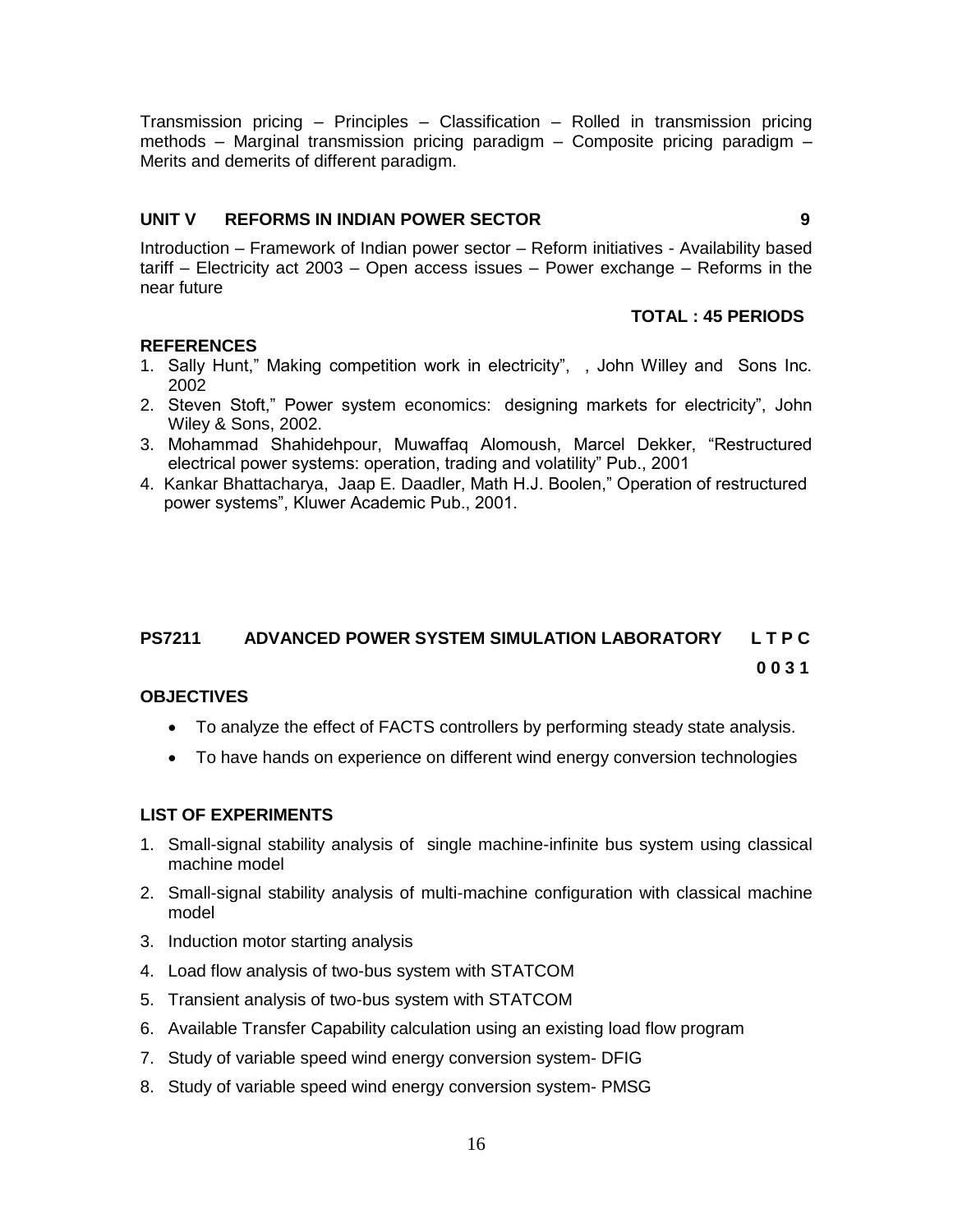Transmission pricing – Principles – Classification – Rolled in transmission pricing methods – Marginal transmission pricing paradigm – Composite pricing paradigm – Merits and demerits of different paradigm.

**UNIT V REFORMS IN INDIAN POWER SECTOR 9**

Introduction – Framework of Indian power sector – Reform initiatives - Availability based tariff – Electricity act 2003 – Open access issues – Power exchange – Reforms in the near future

**TOTAL : 45 PERIODS**

**REFERENCES**

1. Sally Hunt," Making competition work in electricity", , John Willey and Sons Inc. 2002
2. Steven Stoft," Power system economics: designing markets for electricity", John Wiley & Sons, 2002.
3. Mohammad Shahidehpour, Muwaffaq Alomoush, Marcel Dekker, "Restructured electrical power systems: operation, trading and volatility" Pub., 2001
4. Kankar Bhattacharya, Jaap E. Daadler, Math H.J. Boolen," Operation of restructured power systems", Kluwer Academic Pub., 2001.

**PS7211 ADVANCED POWER SYSTEM SIMULATION LABORATORY L T P C**

**0 0 3 1**

**OBJECTIVES**

- To analyze the effect of FACTS controllers by performing steady state analysis.
- To have hands on experience on different wind energy conversion technologies

**LIST OF EXPERIMENTS**

1. Small-signal stability analysis of single machine-infinite bus system using classical machine model
2. Small-signal stability analysis of multi-machine configuration with classical machine model
3. Induction motor starting analysis
4. Load flow analysis of two-bus system with STATCOM
5. Transient analysis of two-bus system with STATCOM
6. Available Transfer Capability calculation using an existing load flow program
7. Study of variable speed wind energy conversion system- DFIG
8. Study of variable speed wind energy conversion system- PMSG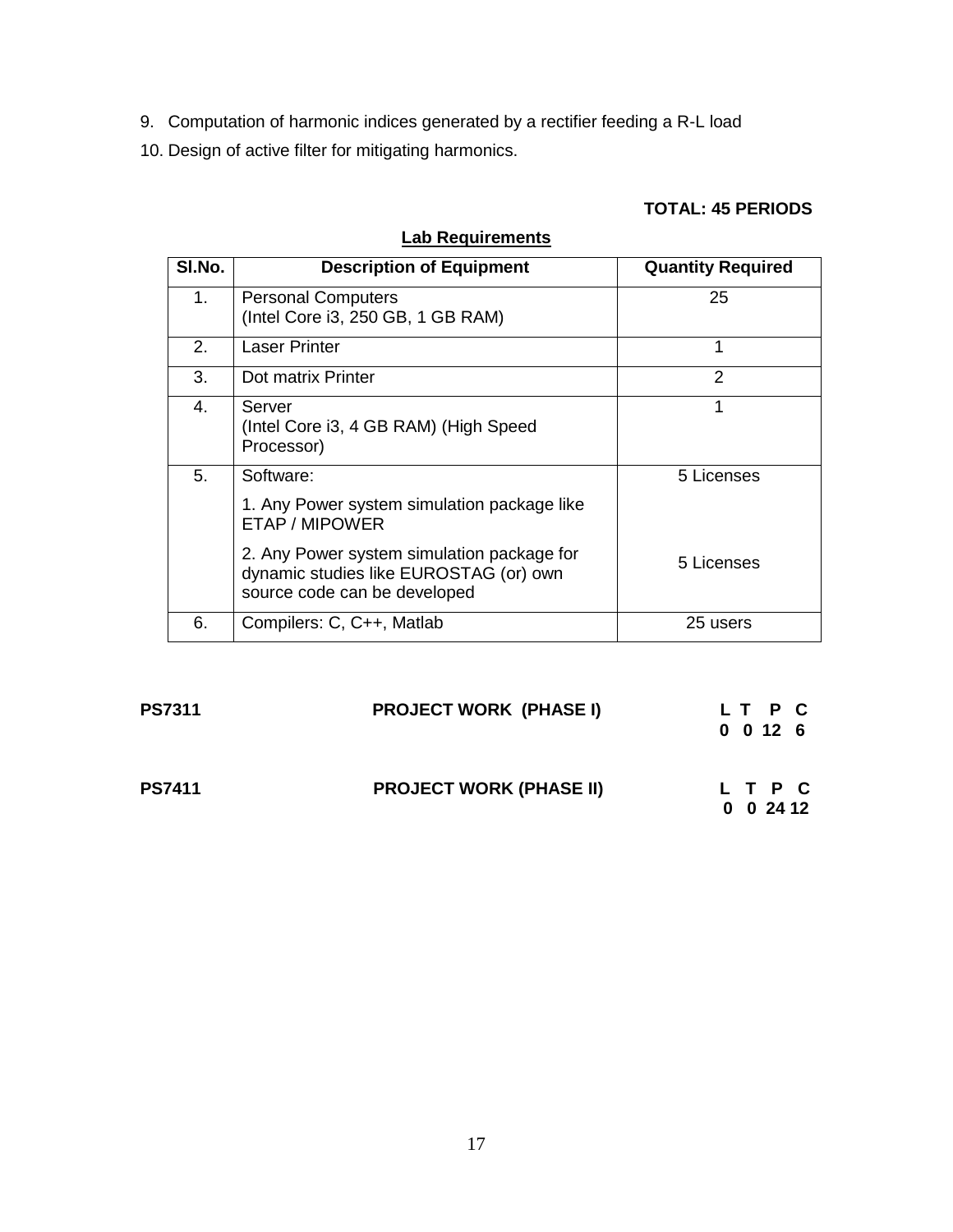9. Computation of harmonic indices generated by a rectifier feeding a R-L load
10. Design of active filter for mitigating harmonics.

**TOTAL: 45 PERIODS**

**Lab Requirements**

| Sl.No. | Description of Equipment | Quantity Required |
|---|---|---|
| 1. | Personal Computers (Intel Core i3, 250 GB, 1 GB RAM) | 25 |
| 2. | Laser Printer | 1 |
| 3. | Dot matrix Printer | 2 |
| 4. | Server (Intel Core i3, 4 GB RAM) (High Speed Processor) | 1 |
| 5. | Software: 1. Any Power system simulation package like ETAP / MIPOWER | 5 Licenses |
| | 2. Any Power system simulation package for dynamic studies like EUROSTAG (or) own source code can be developed | 5 Licenses |
| 6. | Compilers: C, C++, Matlab | 25 users |

**PS7311 PROJECT WORK (PHASE I)**

| L | T | P | C |
|---|---|---|---|
| 0 | 0 | 12 | 6 |

**PS7411 PROJECT WORK (PHASE II)**

| L | T | P | C |
|---|---|---|---|
| 0 | 0 | 24 | 12 |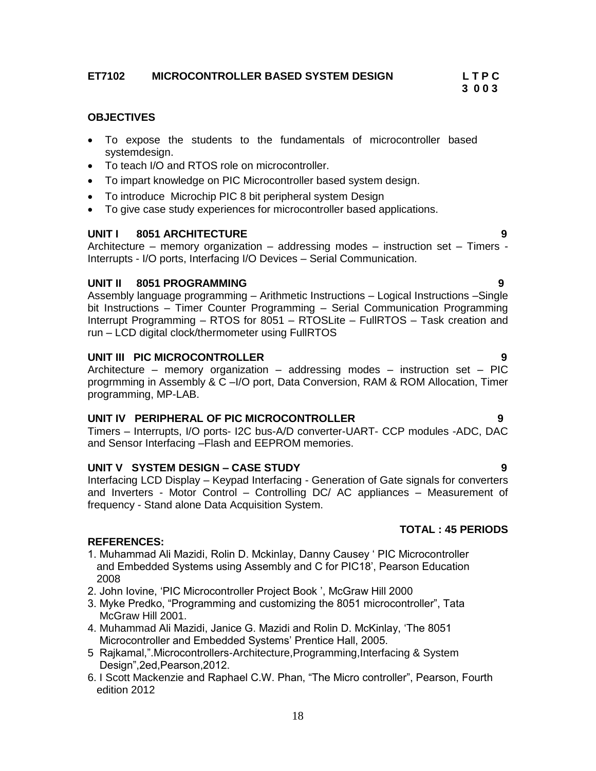**ET7102 MICROCONTROLLER BASED SYSTEM DESIGN** **L T P C**
**3 0 0 3**

**OBJECTIVES**

- To expose the students to the fundamentals of microcontroller based systemdesign.
- To teach I/O and RTOS role on microcontroller.
- To impart knowledge on PIC Microcontroller based system design.
- To introduce Microchip PIC 8 bit peripheral system Design
- To give case study experiences for microcontroller based applications.

**UNIT I 8051 ARCHITECTURE** **9**

Architecture – memory organization – addressing modes – instruction set – Timers - Interrupts - I/O ports, Interfacing I/O Devices – Serial Communication.

**UNIT II 8051 PROGRAMMING** **9**

Assembly language programming – Arithmetic Instructions – Logical Instructions –Single bit Instructions – Timer Counter Programming – Serial Communication Programming Interrupt Programming – RTOS for 8051 – RTOSLite – FullRTOS – Task creation and run – LCD digital clock/thermometer using FullRTOS

**UNIT III PIC MICROCONTROLLER** **9**

Architecture – memory organization – addressing modes – instruction set – PIC progrmming in Assembly & C –I/O port, Data Conversion, RAM & ROM Allocation, Timer programming, MP-LAB.

**UNIT IV PERIPHERAL OF PIC MICROCONTROLLER** **9**

Timers – Interrupts, I/O ports- I2C bus-A/D converter-UART- CCP modules -ADC, DAC and Sensor Interfacing –Flash and EEPROM memories.

**UNIT V SYSTEM DESIGN – CASE STUDY** **9**

Interfacing LCD Display – Keypad Interfacing - Generation of Gate signals for converters and Inverters - Motor Control – Controlling DC/ AC appliances – Measurement of frequency - Stand alone Data Acquisition System.

**TOTAL : 45 PERIODS**

**REFERENCES:**

1. Muhammad Ali Mazidi, Rolin D. Mckinlay, Danny Causey ' PIC Microcontroller and Embedded Systems using Assembly and C for PIC18', Pearson Education 2008
2. John Iovine, 'PIC Microcontroller Project Book ', McGraw Hill 2000
3. Myke Predko, "Programming and customizing the 8051 microcontroller", Tata McGraw Hill 2001.
4. Muhammad Ali Mazidi, Janice G. Mazidi and Rolin D. McKinlay, 'The 8051 Microcontroller and Embedded Systems' Prentice Hall, 2005.
5. Rajkamal,".Microcontrollers-Architecture,Programming,Interfacing & System Design",2ed,Pearson,2012.
6. I Scott Mackenzie and Raphael C.W. Phan, "The Micro controller", Pearson, Fourth edition 2012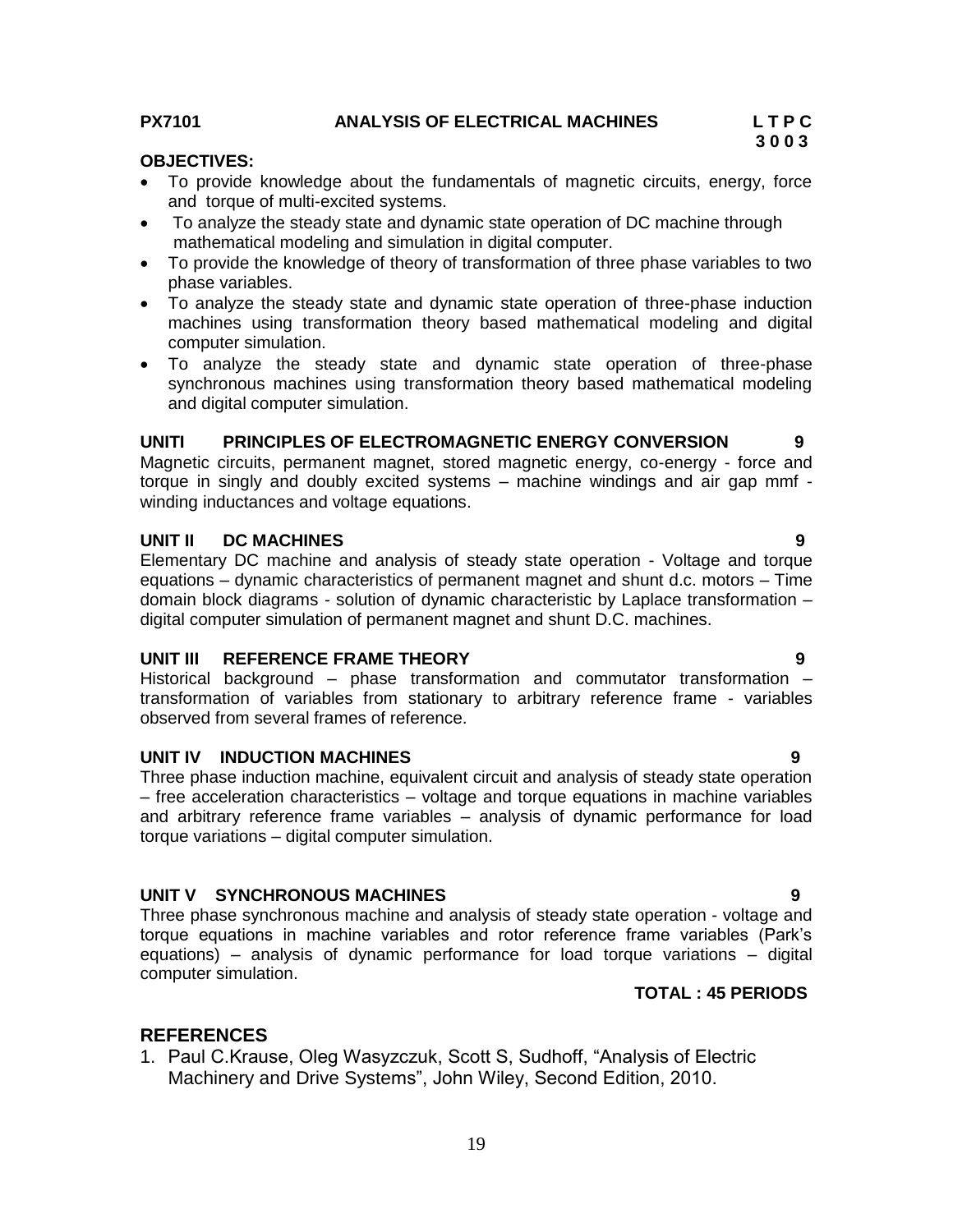**PX7101 ANALYSIS OF ELECTRICAL MACHINES L T P C**
**3 0 0 3**

**OBJECTIVES:**

- To provide knowledge about the fundamentals of magnetic circuits, energy, force and torque of multi-excited systems.
- To analyze the steady state and dynamic state operation of DC machine through mathematical modeling and simulation in digital computer.
- To provide the knowledge of theory of transformation of three phase variables to two phase variables.
- To analyze the steady state and dynamic state operation of three-phase induction machines using transformation theory based mathematical modeling and digital computer simulation.
- To analyze the steady state and dynamic state operation of three-phase synchronous machines using transformation theory based mathematical modeling and digital computer simulation.

**UNITI PRINCIPLES OF ELECTROMAGNETIC ENERGY CONVERSION 9**

Magnetic circuits, permanent magnet, stored magnetic energy, co-energy - force and torque in singly and doubly excited systems – machine windings and air gap mmf - winding inductances and voltage equations.

**UNIT II DC MACHINES 9**

Elementary DC machine and analysis of steady state operation - Voltage and torque equations – dynamic characteristics of permanent magnet and shunt d.c. motors – Time domain block diagrams - solution of dynamic characteristic by Laplace transformation – digital computer simulation of permanent magnet and shunt D.C. machines.

**UNIT III REFERENCE FRAME THEORY 9**

Historical background – phase transformation and commutator transformation – transformation of variables from stationary to arbitrary reference frame - variables observed from several frames of reference.

**UNIT IV INDUCTION MACHINES 9**

Three phase induction machine, equivalent circuit and analysis of steady state operation – free acceleration characteristics – voltage and torque equations in machine variables and arbitrary reference frame variables – analysis of dynamic performance for load torque variations – digital computer simulation.

**UNIT V SYNCHRONOUS MACHINES 9**

Three phase synchronous machine and analysis of steady state operation - voltage and torque equations in machine variables and rotor reference frame variables (Park's equations) – analysis of dynamic performance for load torque variations – digital computer simulation.

**TOTAL : 45 PERIODS**

## REFERENCES

1. Paul C.Krause, Oleg Wasyzczuk, Scott S, Sudhoff, "Analysis of Electric Machinery and Drive Systems", John Wiley, Second Edition, 2010.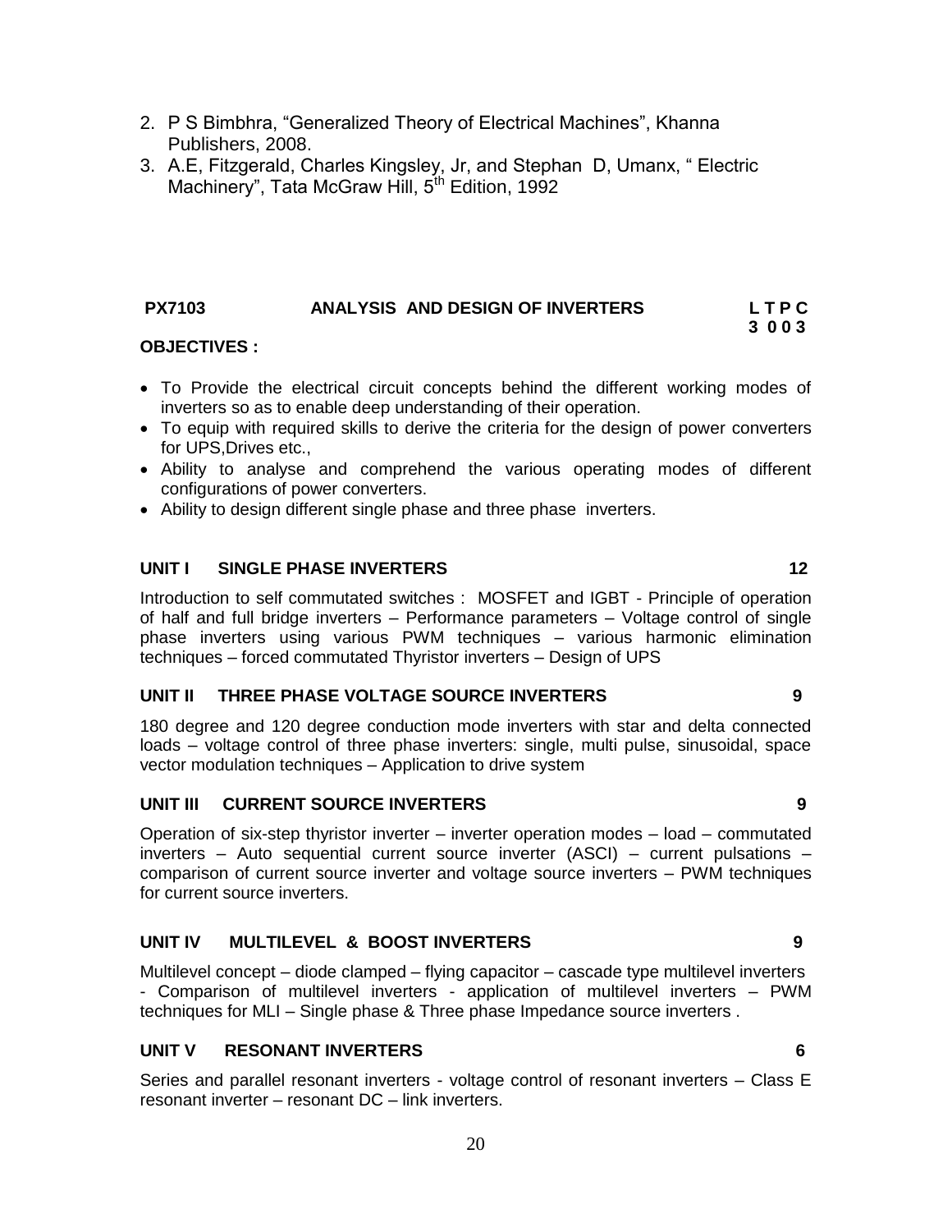2. P S Bimbhra, “Generalized Theory of Electrical Machines”, Khanna Publishers, 2008.
3. A.E, Fitzgerald, Charles Kingsley, Jr, and Stephan D, Umanx, “ Electric Machinery”, Tata McGraw Hill, 5th Edition, 1992

**PX7103 ANALYSIS AND DESIGN OF INVERTERS L T P C**
**3 0 0 3**

**OBJECTIVES :**

- To Provide the electrical circuit concepts behind the different working modes of inverters so as to enable deep understanding of their operation.
- To equip with required skills to derive the criteria for the design of power converters for UPS,Drives etc.,
- Ability to analyse and comprehend the various operating modes of different configurations of power converters.
- Ability to design different single phase and three phase inverters.

**UNIT I SINGLE PHASE INVERTERS 12**

Introduction to self commutated switches : MOSFET and IGBT - Principle of operation of half and full bridge inverters – Performance parameters – Voltage control of single phase inverters using various PWM techniques – various harmonic elimination techniques – forced commutated Thyristor inverters – Design of UPS

**UNIT II THREE PHASE VOLTAGE SOURCE INVERTERS 9**

180 degree and 120 degree conduction mode inverters with star and delta connected loads – voltage control of three phase inverters: single, multi pulse, sinusoidal, space vector modulation techniques – Application to drive system

**UNIT III CURRENT SOURCE INVERTERS 9**

Operation of six-step thyristor inverter – inverter operation modes – load – commutated inverters – Auto sequential current source inverter (ASCI) – current pulsations – comparison of current source inverter and voltage source inverters – PWM techniques for current source inverters.

**UNIT IV MULTILEVEL & BOOST INVERTERS 9**

Multilevel concept – diode clamped – flying capacitor – cascade type multilevel inverters - Comparison of multilevel inverters - application of multilevel inverters – PWM techniques for MLI – Single phase & Three phase Impedance source inverters .

**UNIT V RESONANT INVERTERS 6**

Series and parallel resonant inverters - voltage control of resonant inverters – Class E resonant inverter – resonant DC – link inverters.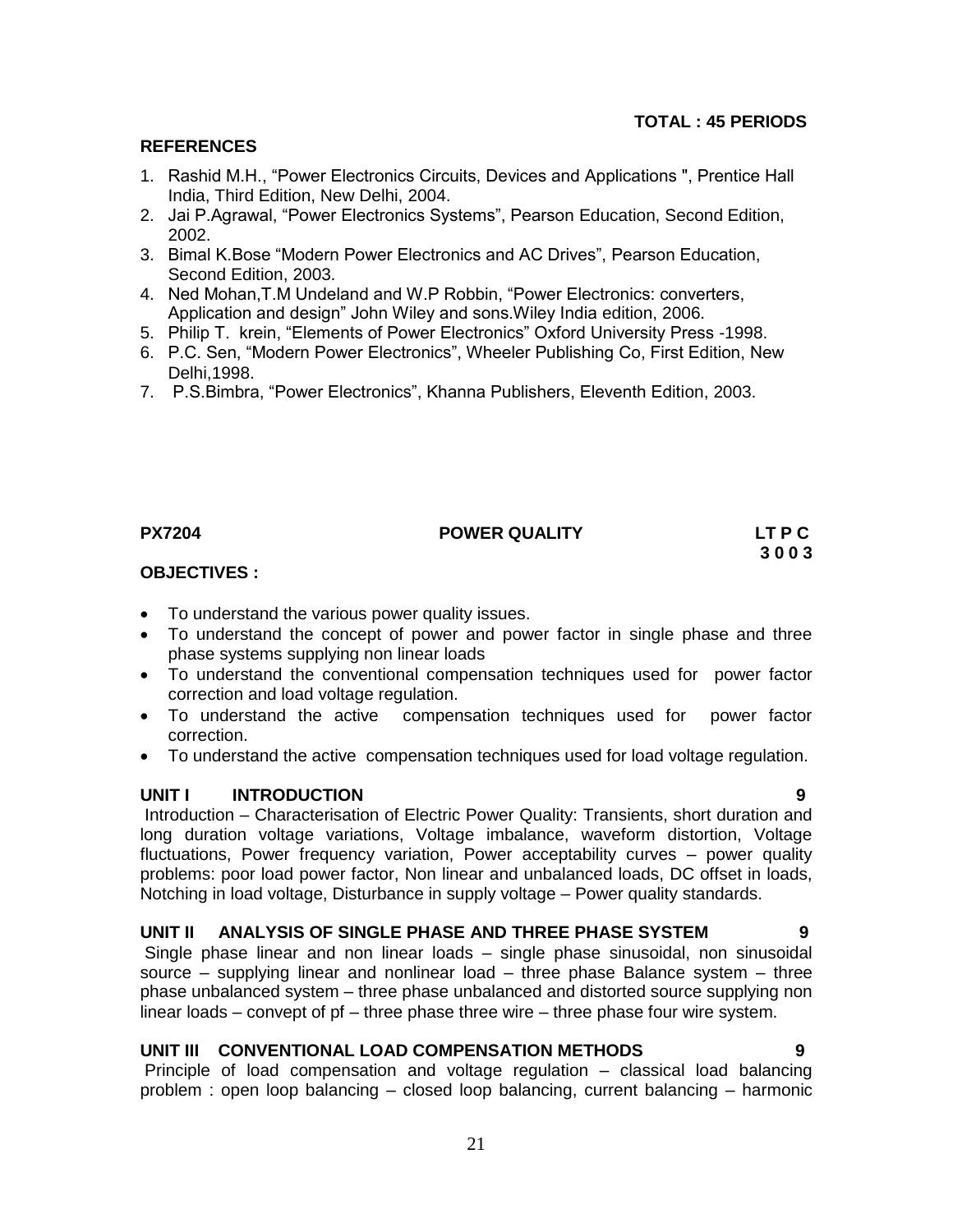**TOTAL : 45 PERIODS**

**REFERENCES**

1. Rashid M.H., "Power Electronics Circuits, Devices and Applications ", Prentice Hall India, Third Edition, New Delhi, 2004.
2. Jai P.Agrawal, "Power Electronics Systems", Pearson Education, Second Edition, 2002.
3. Bimal K.Bose "Modern Power Electronics and AC Drives", Pearson Education, Second Edition, 2003.
4. Ned Mohan,T.M Undeland and W.P Robbin, "Power Electronics: converters, Application and design" John Wiley and sons.Wiley India edition, 2006.
5. Philip T. krein, "Elements of Power Electronics" Oxford University Press -1998.
6. P.C. Sen, "Modern Power Electronics", Wheeler Publishing Co, First Edition, New Delhi,1998.
7. P.S.Bimbra, "Power Electronics", Khanna Publishers, Eleventh Edition, 2003.

**PX7204 POWER QUALITY LT P C**
**3 0 0 3**

**OBJECTIVES :**

- To understand the various power quality issues.
- To understand the concept of power and power factor in single phase and three phase systems supplying non linear loads
- To understand the conventional compensation techniques used for power factor correction and load voltage regulation.
- To understand the active compensation techniques used for power factor correction.
- To understand the active compensation techniques used for load voltage regulation.

**UNIT I INTRODUCTION 9**

Introduction – Characterisation of Electric Power Quality: Transients, short duration and long duration voltage variations, Voltage imbalance, waveform distortion, Voltage fluctuations, Power frequency variation, Power acceptability curves – power quality problems: poor load power factor, Non linear and unbalanced loads, DC offset in loads, Notching in load voltage, Disturbance in supply voltage – Power quality standards.

**UNIT II ANALYSIS OF SINGLE PHASE AND THREE PHASE SYSTEM 9**

Single phase linear and non linear loads – single phase sinusoidal, non sinusoidal source – supplying linear and nonlinear load – three phase Balance system – three phase unbalanced system – three phase unbalanced and distorted source supplying non linear loads – convept of pf – three phase three wire – three phase four wire system.

**UNIT III CONVENTIONAL LOAD COMPENSATION METHODS 9**

Principle of load compensation and voltage regulation – classical load balancing problem : open loop balancing – closed loop balancing, current balancing – harmonic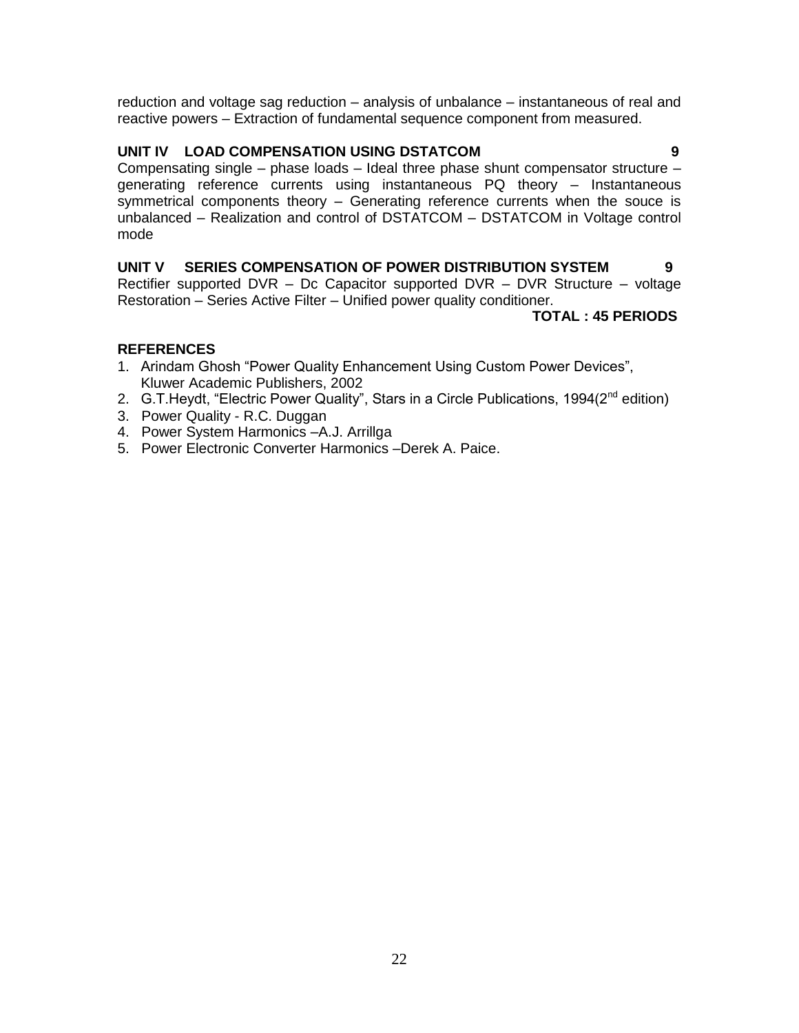reduction and voltage sag reduction – analysis of unbalance – instantaneous of real and reactive powers – Extraction of fundamental sequence component from measured.

**UNIT IV LOAD COMPENSATION USING DSTATCOM 9**

Compensating single – phase loads – Ideal three phase shunt compensator structure – generating reference currents using instantaneous PQ theory – Instantaneous symmetrical components theory – Generating reference currents when the souce is unbalanced – Realization and control of DSTATCOM – DSTATCOM in Voltage control mode

**UNIT V SERIES COMPENSATION OF POWER DISTRIBUTION SYSTEM 9**

Rectifier supported DVR – Dc Capacitor supported DVR – DVR Structure – voltage Restoration – Series Active Filter – Unified power quality conditioner.

**TOTAL : 45 PERIODS**

**REFERENCES**

1. Arindam Ghosh “Power Quality Enhancement Using Custom Power Devices”, Kluwer Academic Publishers, 2002
2. G.T.Heydt, “Electric Power Quality”, Stars in a Circle Publications, 1994(2nd edition)
3. Power Quality - R.C. Duggan
4. Power System Harmonics –A.J. Arrillga
5. Power Electronic Converter Harmonics –Derek A. Paice.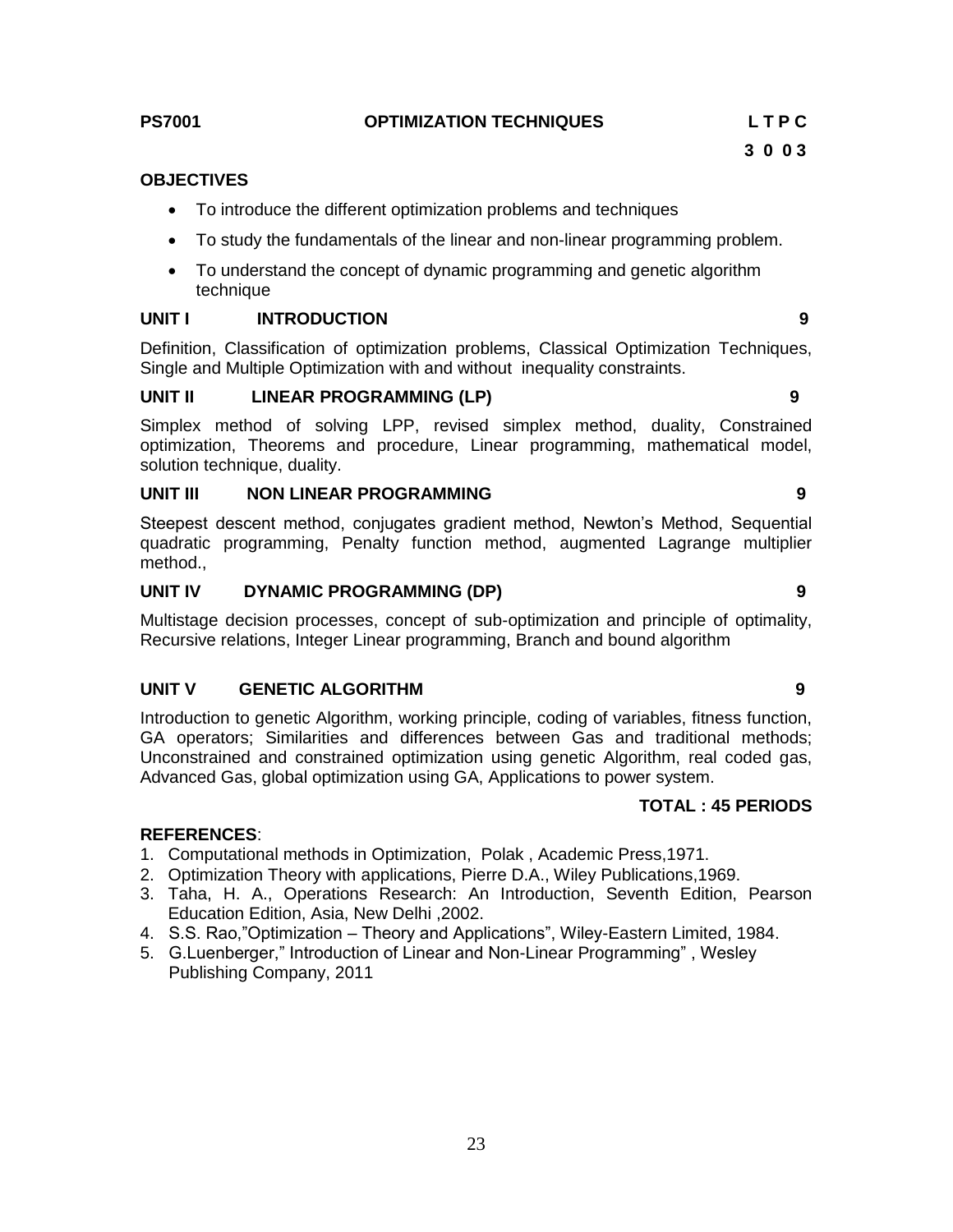**PS7001 OPTIMIZATION TECHNIQUES L T P C**

**3 0 0 3**

## OBJECTIVES

- To introduce the different optimization problems and techniques
- To study the fundamentals of the linear and non-linear programming problem.
- To understand the concept of dynamic programming and genetic algorithm technique

### UNIT I INTRODUCTION 9

Definition, Classification of optimization problems, Classical Optimization Techniques, Single and Multiple Optimization with and without inequality constraints.

### UNIT II LINEAR PROGRAMMING (LP) 9

Simplex method of solving LPP, revised simplex method, duality, Constrained optimization, Theorems and procedure, Linear programming, mathematical model, solution technique, duality.

### UNIT III NON LINEAR PROGRAMMING 9

Steepest descent method, conjugates gradient method, Newton's Method, Sequential quadratic programming, Penalty function method, augmented Lagrange multiplier method.,

### UNIT IV DYNAMIC PROGRAMMING (DP) 9

Multistage decision processes, concept of sub-optimization and principle of optimality, Recursive relations, Integer Linear programming, Branch and bound algorithm

### UNIT V GENETIC ALGORITHM 9

Introduction to genetic Algorithm, working principle, coding of variables, fitness function, GA operators; Similarities and differences between Gas and traditional methods; Unconstrained and constrained optimization using genetic Algorithm, real coded gas, Advanced Gas, global optimization using GA, Applications to power system.

**TOTAL : 45 PERIODS**

**REFERENCES**:

1. Computational methods in Optimization, Polak , Academic Press,1971.
2. Optimization Theory with applications, Pierre D.A., Wiley Publications,1969.
3. Taha, H. A., Operations Research: An Introduction, Seventh Edition, Pearson Education Edition, Asia, New Delhi ,2002.
4. S.S. Rao,"Optimization – Theory and Applications", Wiley-Eastern Limited, 1984.
5. G.Luenberger," Introduction of Linear and Non-Linear Programming" , Wesley Publishing Company, 2011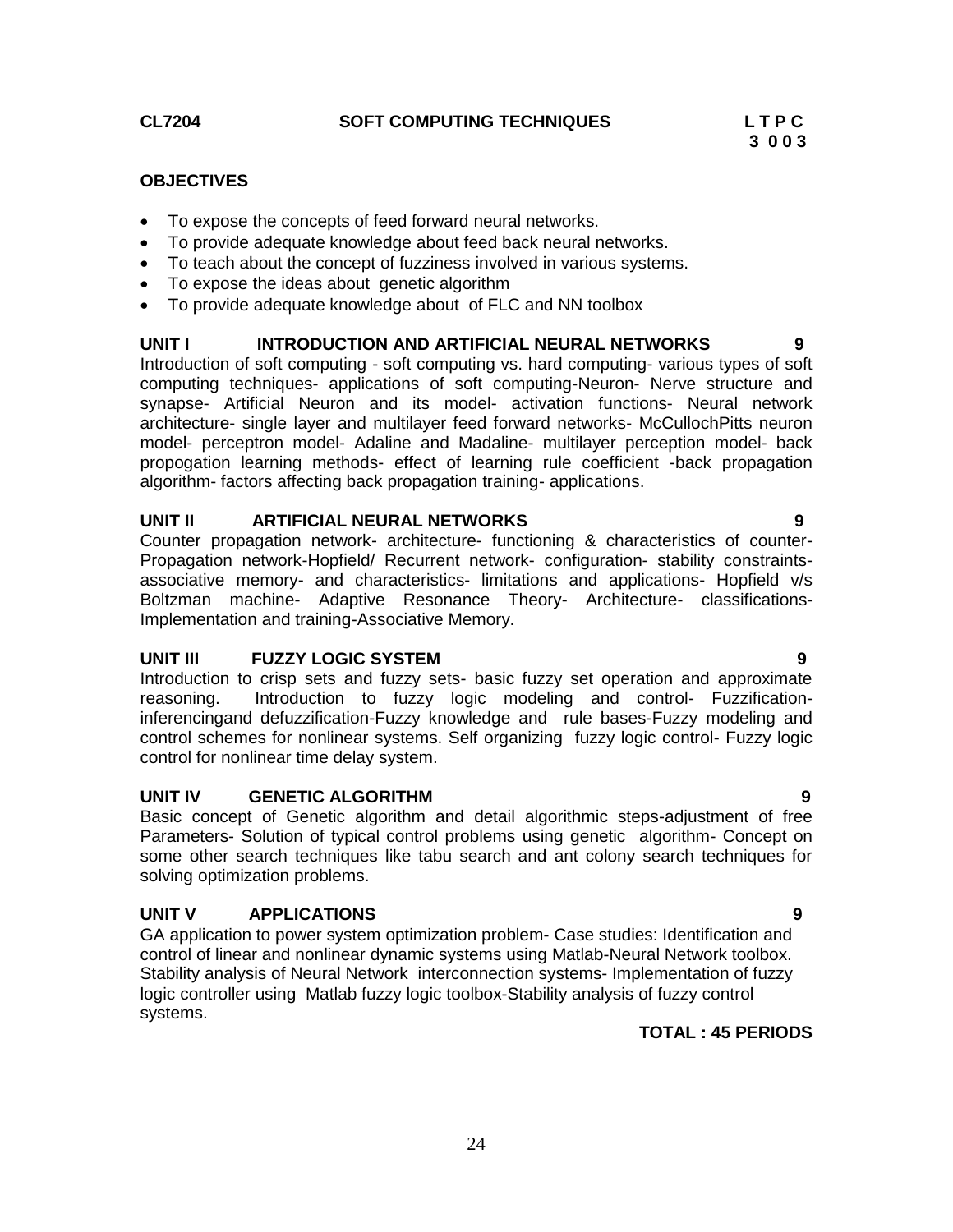**CL7204 SOFT COMPUTING TECHNIQUES L T P C**
**3 0 0 3**

**OBJECTIVES**

- To expose the concepts of feed forward neural networks.
- To provide adequate knowledge about feed back neural networks.
- To teach about the concept of fuzziness involved in various systems.
- To expose the ideas about genetic algorithm
- To provide adequate knowledge about of FLC and NN toolbox

**UNIT I INTRODUCTION AND ARTIFICIAL NEURAL NETWORKS 9**

Introduction of soft computing - soft computing vs. hard computing- various types of soft computing techniques- applications of soft computing-Neuron- Nerve structure and synapse- Artificial Neuron and its model- activation functions- Neural network architecture- single layer and multilayer feed forward networks- McCullochPitts neuron model- perceptron model- Adaline and Madaline- multilayer perception model- back propogation learning methods- effect of learning rule coefficient -back propagation algorithm- factors affecting back propagation training- applications.

**UNIT II ARTIFICIAL NEURAL NETWORKS 9**

Counter propagation network- architecture- functioning & characteristics of counter-Propagation network-Hopfield/ Recurrent network- configuration- stability constraints-associative memory- and characteristics- limitations and applications- Hopfield v/s Boltzman machine- Adaptive Resonance Theory- Architecture- classifications-Implementation and training-Associative Memory.

**UNIT III FUZZY LOGIC SYSTEM 9**

Introduction to crisp sets and fuzzy sets- basic fuzzy set operation and approximate reasoning. Introduction to fuzzy logic modeling and control- Fuzzification-inferencingand defuzzification-Fuzzy knowledge and rule bases-Fuzzy modeling and control schemes for nonlinear systems. Self organizing fuzzy logic control- Fuzzy logic control for nonlinear time delay system.

**UNIT IV GENETIC ALGORITHM 9**

Basic concept of Genetic algorithm and detail algorithmic steps-adjustment of free Parameters- Solution of typical control problems using genetic algorithm- Concept on some other search techniques like tabu search and ant colony search techniques for solving optimization problems.

**UNIT V APPLICATIONS 9**

GA application to power system optimization problem- Case studies: Identification and control of linear and nonlinear dynamic systems using Matlab-Neural Network toolbox. Stability analysis of Neural Network interconnection systems- Implementation of fuzzy logic controller using Matlab fuzzy logic toolbox-Stability analysis of fuzzy control systems.

**TOTAL : 45 PERIODS**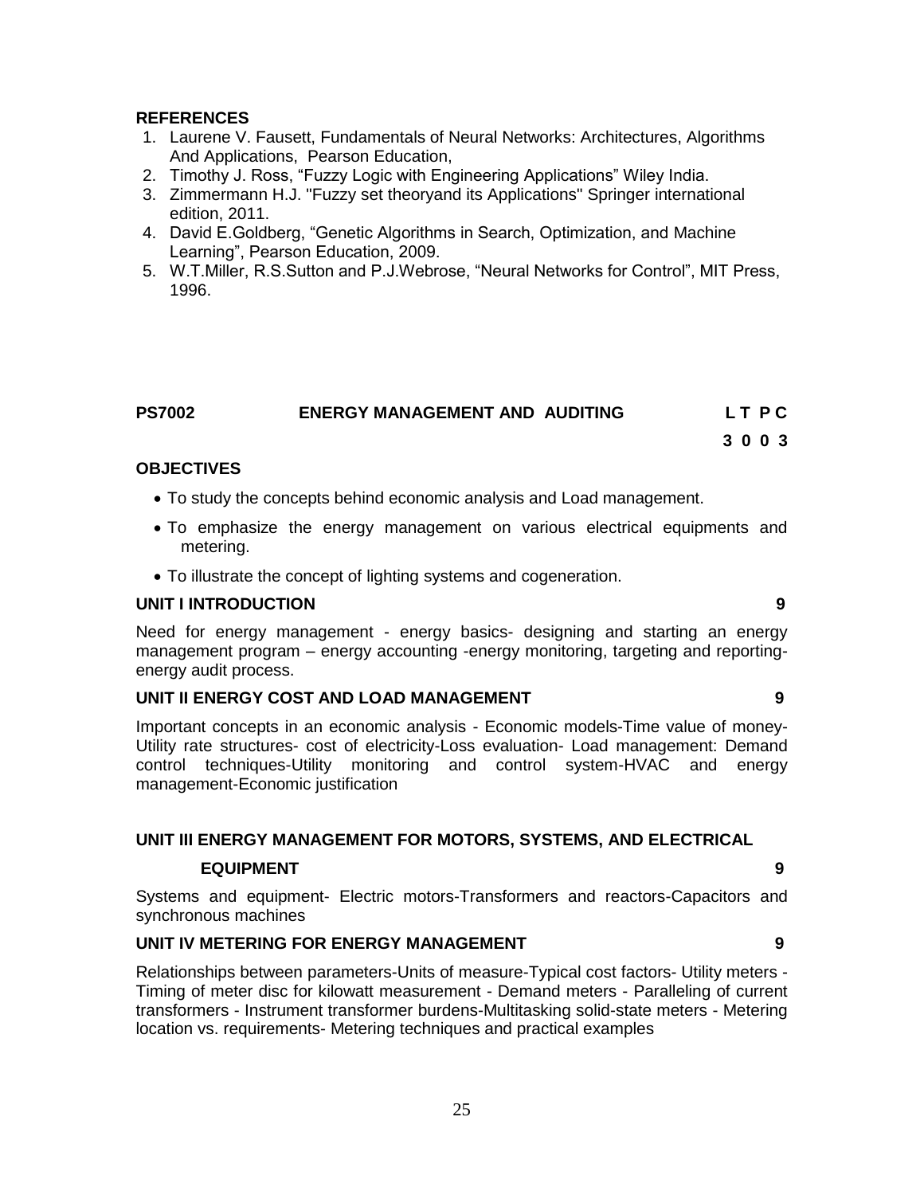**REFERENCES**

1. Laurene V. Fausett, Fundamentals of Neural Networks: Architectures, Algorithms And Applications, Pearson Education,
2. Timothy J. Ross, "Fuzzy Logic with Engineering Applications" Wiley India.
3. Zimmermann H.J. "Fuzzy set theoryand its Applications" Springer international edition, 2011.
4. David E.Goldberg, "Genetic Algorithms in Search, Optimization, and Machine Learning", Pearson Education, 2009.
5. W.T.Miller, R.S.Sutton and P.J.Webrose, "Neural Networks for Control", MIT Press, 1996.

## PS7002 ENERGY MANAGEMENT AND AUDITING

**L T P C**
**3 0 0 3**

**OBJECTIVES**

- To study the concepts behind economic analysis and Load management.
- To emphasize the energy management on various electrical equipments and metering.
- To illustrate the concept of lighting systems and cogeneration.

**UNIT I INTRODUCTION 9**

Need for energy management - energy basics- designing and starting an energy management program – energy accounting -energy monitoring, targeting and reporting-energy audit process.

**UNIT II ENERGY COST AND LOAD MANAGEMENT 9**

Important concepts in an economic analysis - Economic models-Time value of money-Utility rate structures- cost of electricity-Loss evaluation- Load management: Demand control techniques-Utility monitoring and control system-HVAC and energy management-Economic justification

**UNIT III ENERGY MANAGEMENT FOR MOTORS, SYSTEMS, AND ELECTRICAL EQUIPMENT 9**

Systems and equipment- Electric motors-Transformers and reactors-Capacitors and synchronous machines

**UNIT IV METERING FOR ENERGY MANAGEMENT 9**

Relationships between parameters-Units of measure-Typical cost factors- Utility meters - Timing of meter disc for kilowatt measurement - Demand meters - Paralleling of current transformers - Instrument transformer burdens-Multitasking solid-state meters - Metering location vs. requirements- Metering techniques and practical examples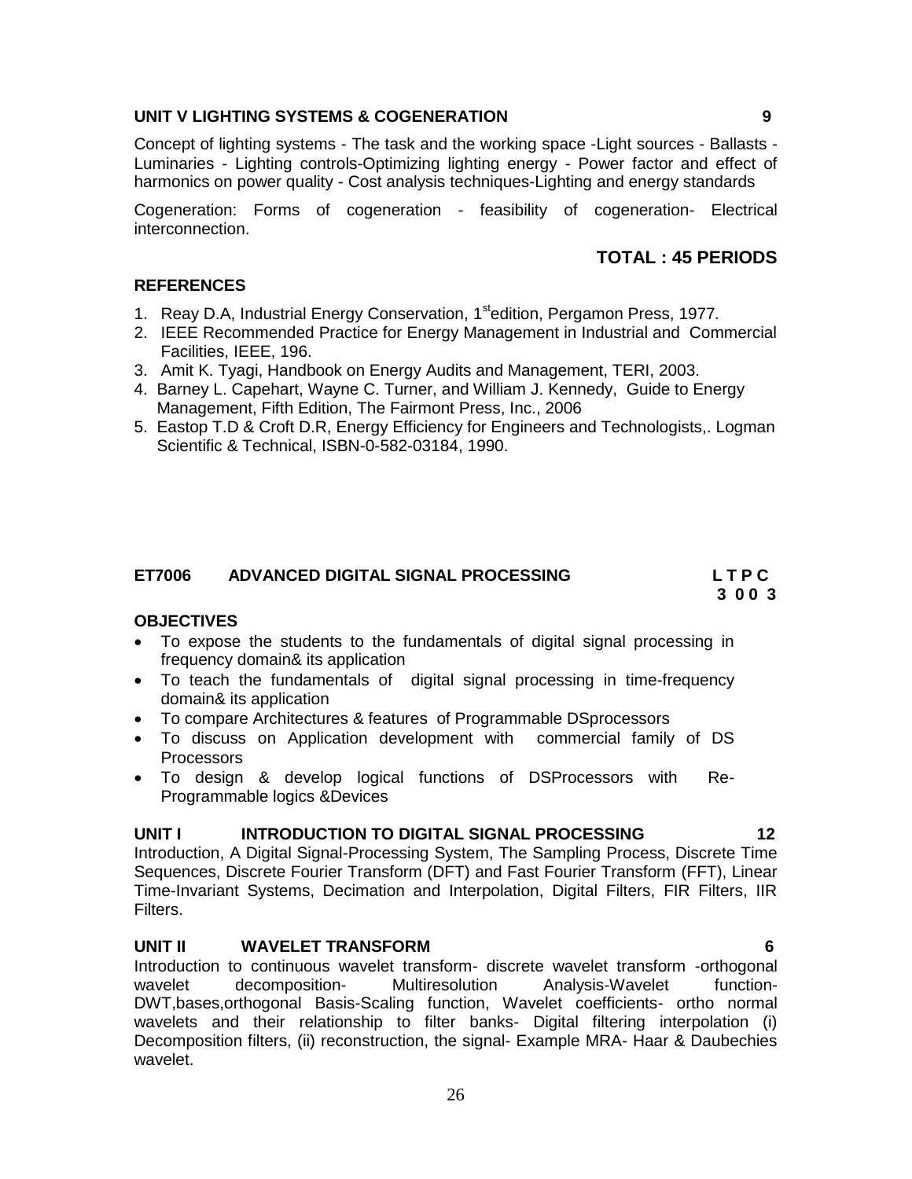**UNIT V LIGHTING SYSTEMS & COGENERATION 9**

Concept of lighting systems - The task and the working space -Light sources - Ballasts - Luminaries - Lighting controls-Optimizing lighting energy - Power factor and effect of harmonics on power quality - Cost analysis techniques-Lighting and energy standards

Cogeneration: Forms of cogeneration - feasibility of cogeneration- Electrical interconnection.

**TOTAL : 45 PERIODS**

**REFERENCES**

1. Reay D.A, Industrial Energy Conservation, 1st edition, Pergamon Press, 1977.
2. IEEE Recommended Practice for Energy Management in Industrial and Commercial Facilities, IEEE, 196.
3. Amit K. Tyagi, Handbook on Energy Audits and Management, TERI, 2003.
4. Barney L. Capehart, Wayne C. Turner, and William J. Kennedy, Guide to Energy Management, Fifth Edition, The Fairmont Press, Inc., 2006
5. Eastop T.D & Croft D.R, Energy Efficiency for Engineers and Technologists,. Logman Scientific & Technical, ISBN-0-582-03184, 1990.

## ET7006 ADVANCED DIGITAL SIGNAL PROCESSING

**L T P C**
**3 0 0 3**

**OBJECTIVES**

- To expose the students to the fundamentals of digital signal processing in frequency domain& its application
- To teach the fundamentals of digital signal processing in time-frequency domain& its application
- To compare Architectures & features of Programmable DSprocessors
- To discuss on Application development with commercial family of DS Processors
- To design & develop logical functions of DSProcessors with Re-Programmable logics &Devices

**UNIT I INTRODUCTION TO DIGITAL SIGNAL PROCESSING 12**

Introduction, A Digital Signal-Processing System, The Sampling Process, Discrete Time Sequences, Discrete Fourier Transform (DFT) and Fast Fourier Transform (FFT), Linear Time-Invariant Systems, Decimation and Interpolation, Digital Filters, FIR Filters, IIR Filters.

**UNIT II WAVELET TRANSFORM 6**

Introduction to continuous wavelet transform- discrete wavelet transform -orthogonal wavelet decomposition- Multiresolution Analysis-Wavelet function-DWT,bases,orthogonal Basis-Scaling function, Wavelet coefficients- ortho normal wavelets and their relationship to filter banks- Digital filtering interpolation (i) Decomposition filters, (ii) reconstruction, the signal- Example MRA- Haar & Daubechies wavelet.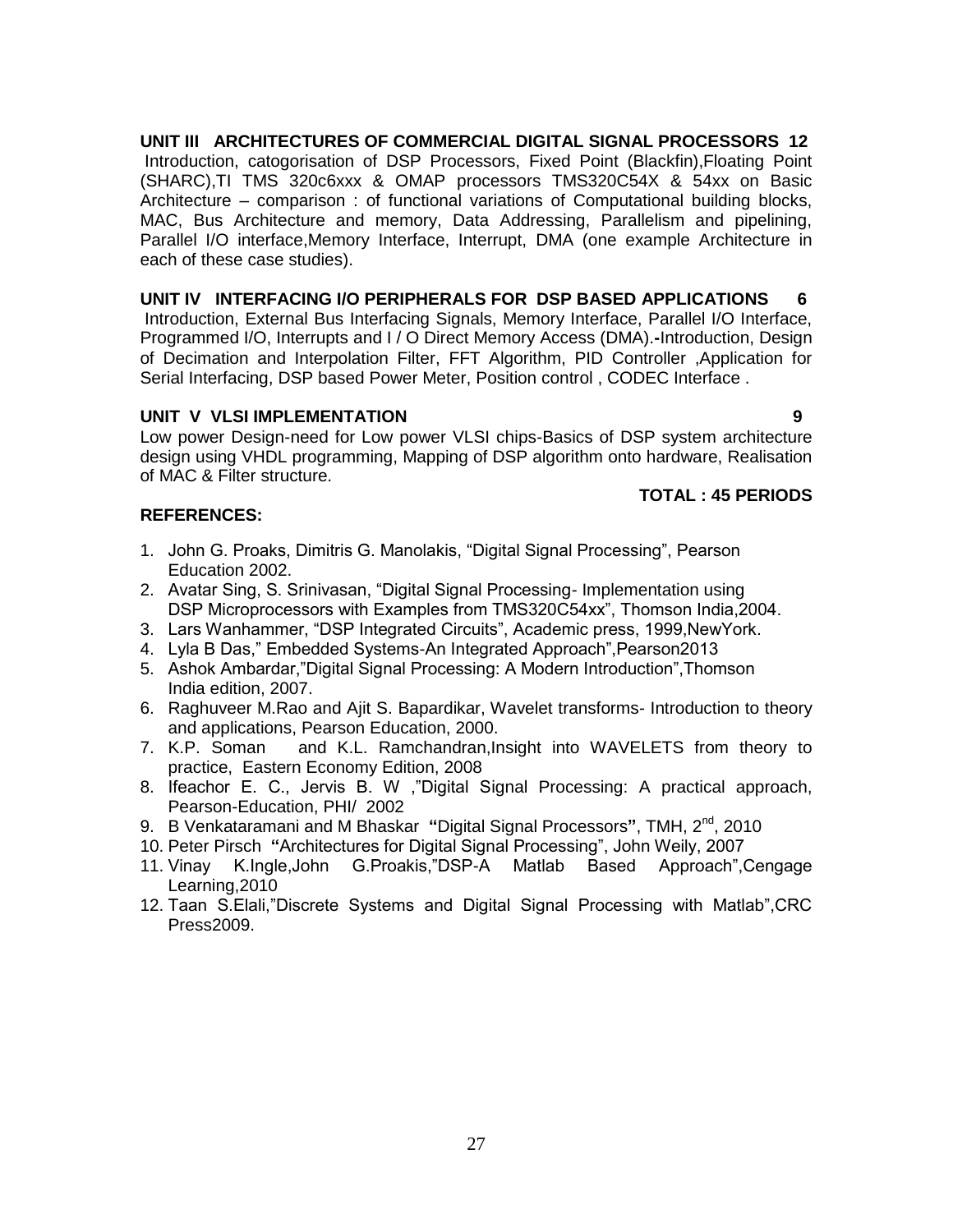**UNIT III ARCHITECTURES OF COMMERCIAL DIGITAL SIGNAL PROCESSORS 12**

Introduction, catogorisation of DSP Processors, Fixed Point (Blackfin),Floating Point (SHARC),TI TMS 320c6xxx & OMAP processors TMS320C54X & 54xx on Basic Architecture – comparison : of functional variations of Computational building blocks, MAC, Bus Architecture and memory, Data Addressing, Parallelism and pipelining, Parallel I/O interface,Memory Interface, Interrupt, DMA (one example Architecture in each of these case studies).

**UNIT IV INTERFACING I/O PERIPHERALS FOR DSP BASED APPLICATIONS 6**

Introduction, External Bus Interfacing Signals, Memory Interface, Parallel I/O Interface, Programmed I/O, Interrupts and I / O Direct Memory Access (DMA).**-**Introduction, Design of Decimation and Interpolation Filter, FFT Algorithm, PID Controller ,Application for Serial Interfacing, DSP based Power Meter, Position control , CODEC Interface .

**UNIT V VLSI IMPLEMENTATION 9**

Low power Design-need for Low power VLSI chips-Basics of DSP system architecture design using VHDL programming, Mapping of DSP algorithm onto hardware, Realisation of MAC & Filter structure.

**TOTAL : 45 PERIODS**

**REFERENCES:**

1. John G. Proaks, Dimitris G. Manolakis, “Digital Signal Processing”, Pearson Education 2002.
2. Avatar Sing, S. Srinivasan, “Digital Signal Processing- Implementation using DSP Microprocessors with Examples from TMS320C54xx”, Thomson India,2004.
3. Lars Wanhammer, “DSP Integrated Circuits”, Academic press, 1999,NewYork.
4. Lyla B Das,” Embedded Systems-An Integrated Approach”,Pearson2013
5. Ashok Ambardar,”Digital Signal Processing: A Modern Introduction”,Thomson India edition, 2007.
6. Raghuveer M.Rao and Ajit S. Bapardikar, Wavelet transforms- Introduction to theory and applications, Pearson Education, 2000.
7. K.P. Soman and K.L. Ramchandran,Insight into WAVELETS from theory to practice, Eastern Economy Edition, 2008
8. Ifeachor E. C., Jervis B. W ,”Digital Signal Processing: A practical approach, Pearson-Education, PHI/ 2002
9. B Venkataramani and M Bhaskar **“**Digital Signal Processors**”**, TMH, 2nd, 2010
10. Peter Pirsch **“**Architectures for Digital Signal Processing”, John Weily, 2007
11. Vinay K.Ingle,John G.Proakis,”DSP-A Matlab Based Approach”,Cengage Learning,2010
12. Taan S.Elali,”Discrete Systems and Digital Signal Processing with Matlab”,CRC Press2009.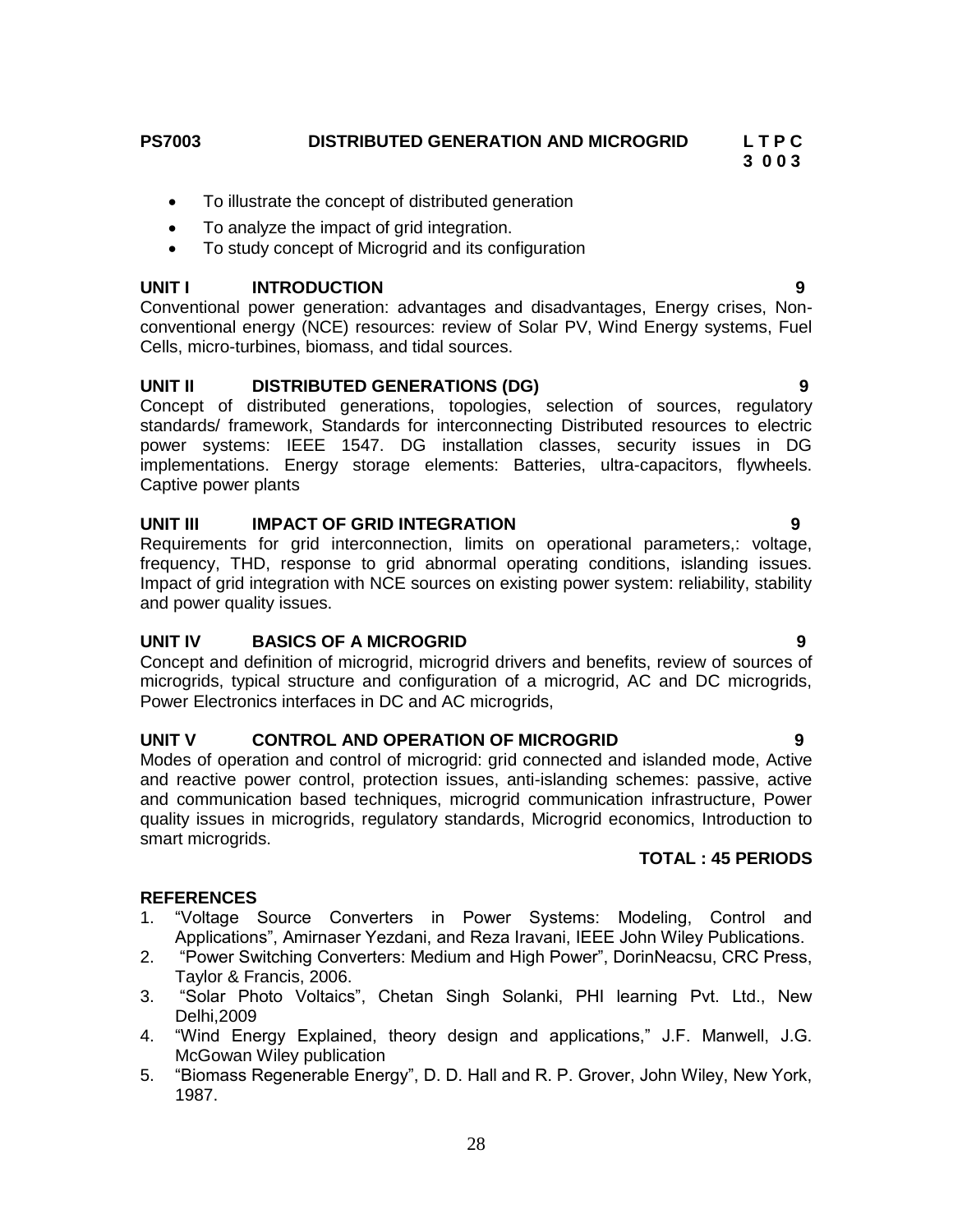**PS7003 DISTRIBUTED GENERATION AND MICROGRID L T P C**
**3 0 0 3**

- To illustrate the concept of distributed generation
- To analyze the impact of grid integration.
- To study concept of Microgrid and its configuration

**UNIT I INTRODUCTION 9**

Conventional power generation: advantages and disadvantages, Energy crises, Non-conventional energy (NCE) resources: review of Solar PV, Wind Energy systems, Fuel Cells, micro-turbines, biomass, and tidal sources.

**UNIT II DISTRIBUTED GENERATIONS (DG) 9**

Concept of distributed generations, topologies, selection of sources, regulatory standards/ framework, Standards for interconnecting Distributed resources to electric power systems: IEEE 1547. DG installation classes, security issues in DG implementations. Energy storage elements: Batteries, ultra-capacitors, flywheels. Captive power plants

**UNIT III IMPACT OF GRID INTEGRATION 9**

Requirements for grid interconnection, limits on operational parameters,: voltage, frequency, THD, response to grid abnormal operating conditions, islanding issues. Impact of grid integration with NCE sources on existing power system: reliability, stability and power quality issues.

**UNIT IV BASICS OF A MICROGRID 9**

Concept and definition of microgrid, microgrid drivers and benefits, review of sources of microgrids, typical structure and configuration of a microgrid, AC and DC microgrids, Power Electronics interfaces in DC and AC microgrids,

**UNIT V CONTROL AND OPERATION OF MICROGRID 9**

Modes of operation and control of microgrid: grid connected and islanded mode, Active and reactive power control, protection issues, anti-islanding schemes: passive, active and communication based techniques, microgrid communication infrastructure, Power quality issues in microgrids, regulatory standards, Microgrid economics, Introduction to smart microgrids.

**TOTAL : 45 PERIODS**

**REFERENCES**

1. "Voltage Source Converters in Power Systems: Modeling, Control and Applications", Amirnaser Yezdani, and Reza Iravani, IEEE John Wiley Publications.
2. "Power Switching Converters: Medium and High Power", DorinNeacsu, CRC Press, Taylor & Francis, 2006.
3. "Solar Photo Voltaics", Chetan Singh Solanki, PHI learning Pvt. Ltd., New Delhi,2009
4. "Wind Energy Explained, theory design and applications," J.F. Manwell, J.G. McGowan Wiley publication
5. "Biomass Regenerable Energy", D. D. Hall and R. P. Grover, John Wiley, New York, 1987.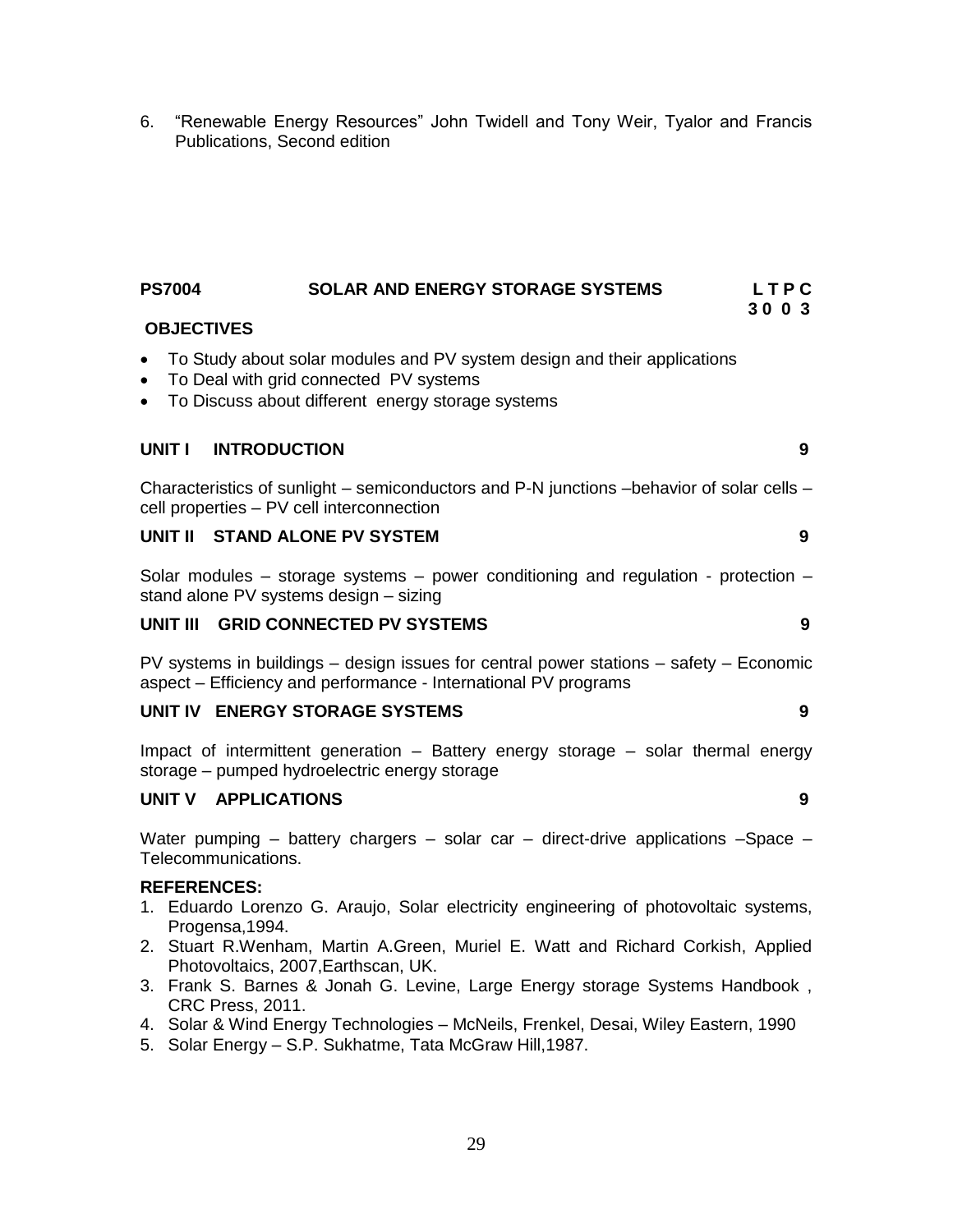6. "Renewable Energy Resources" John Twidell and Tony Weir, Tyalor and Francis Publications, Second edition

## PS7004 SOLAR AND ENERGY STORAGE SYSTEMS

**L T P C**
**3 0 0 3**

**OBJECTIVES**

- To Study about solar modules and PV system design and their applications
- To Deal with grid connected PV systems
- To Discuss about different energy storage systems

### UNIT I INTRODUCTION — 9

Characteristics of sunlight – semiconductors and P-N junctions –behavior of solar cells – cell properties – PV cell interconnection

### UNIT II STAND ALONE PV SYSTEM — 9

Solar modules – storage systems – power conditioning and regulation - protection – stand alone PV systems design – sizing

### UNIT III GRID CONNECTED PV SYSTEMS — 9

PV systems in buildings – design issues for central power stations – safety – Economic aspect – Efficiency and performance - International PV programs

### UNIT IV ENERGY STORAGE SYSTEMS — 9

Impact of intermittent generation – Battery energy storage – solar thermal energy storage – pumped hydroelectric energy storage

### UNIT V APPLICATIONS — 9

Water pumping – battery chargers – solar car – direct-drive applications –Space – Telecommunications.

**REFERENCES:**

1. Eduardo Lorenzo G. Araujo, Solar electricity engineering of photovoltaic systems, Progensa,1994.
2. Stuart R.Wenham, Martin A.Green, Muriel E. Watt and Richard Corkish, Applied Photovoltaics, 2007,Earthscan, UK.
3. Frank S. Barnes & Jonah G. Levine, Large Energy storage Systems Handbook , CRC Press, 2011.
4. Solar & Wind Energy Technologies – McNeils, Frenkel, Desai, Wiley Eastern, 1990
5. Solar Energy – S.P. Sukhatme, Tata McGraw Hill,1987.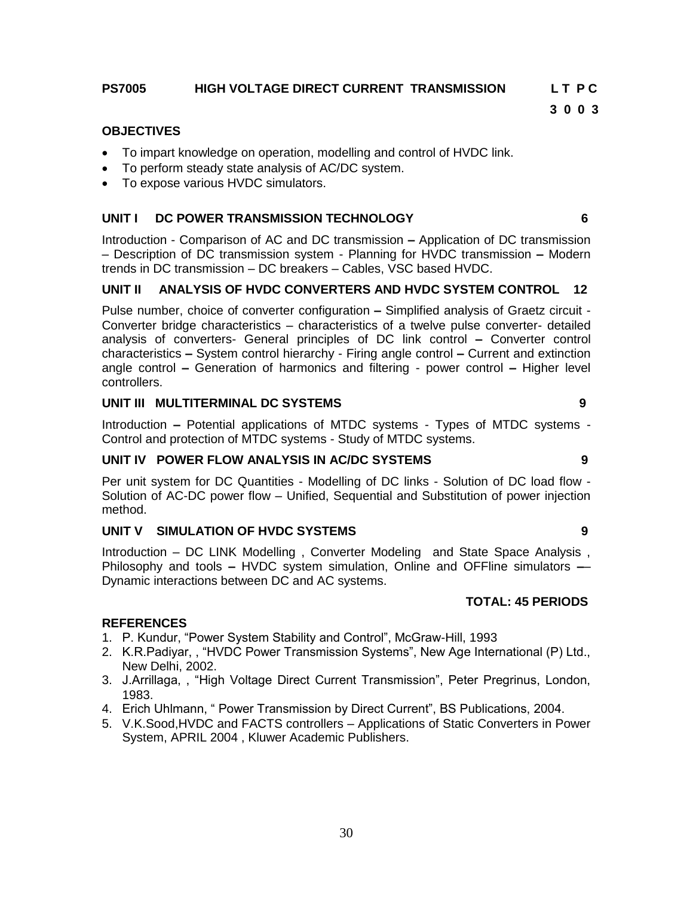**PS7005 HIGH VOLTAGE DIRECT CURRENT TRANSMISSION** **L T P C**
**3 0 0 3**

**OBJECTIVES**

- To impart knowledge on operation, modelling and control of HVDC link.
- To perform steady state analysis of AC/DC system.
- To expose various HVDC simulators.

**UNIT I DC POWER TRANSMISSION TECHNOLOGY 6**

Introduction - Comparison of AC and DC transmission **–** Application of DC transmission – Description of DC transmission system - Planning for HVDC transmission **–** Modern trends in DC transmission – DC breakers – Cables, VSC based HVDC.

**UNIT II ANALYSIS OF HVDC CONVERTERS AND HVDC SYSTEM CONTROL 12**

Pulse number, choice of converter configuration **–** Simplified analysis of Graetz circuit - Converter bridge characteristics – characteristics of a twelve pulse converter- detailed analysis of converters- General principles of DC link control **–** Converter control characteristics **–** System control hierarchy - Firing angle control **–** Current and extinction angle control **–** Generation of harmonics and filtering - power control **–** Higher level controllers.

**UNIT III MULTITERMINAL DC SYSTEMS 9**

Introduction **–** Potential applications of MTDC systems - Types of MTDC systems - Control and protection of MTDC systems - Study of MTDC systems.

**UNIT IV POWER FLOW ANALYSIS IN AC/DC SYSTEMS 9**

Per unit system for DC Quantities - Modelling of DC links - Solution of DC load flow - Solution of AC-DC power flow – Unified, Sequential and Substitution of power injection method.

**UNIT V SIMULATION OF HVDC SYSTEMS 9**

Introduction – DC LINK Modelling , Converter Modeling and State Space Analysis , Philosophy and tools **–** HVDC system simulation, Online and OFFline simulators **–**– Dynamic interactions between DC and AC systems.

**TOTAL: 45 PERIODS**

**REFERENCES**

1. P. Kundur, “Power System Stability and Control”, McGraw-Hill, 1993
2. K.R.Padiyar, , “HVDC Power Transmission Systems”, New Age International (P) Ltd., New Delhi, 2002.
3. J.Arrillaga, , “High Voltage Direct Current Transmission”, Peter Pregrinus, London, 1983.
4. Erich Uhlmann, “ Power Transmission by Direct Current”, BS Publications, 2004.
5. V.K.Sood,HVDC and FACTS controllers – Applications of Static Converters in Power System, APRIL 2004 , Kluwer Academic Publishers.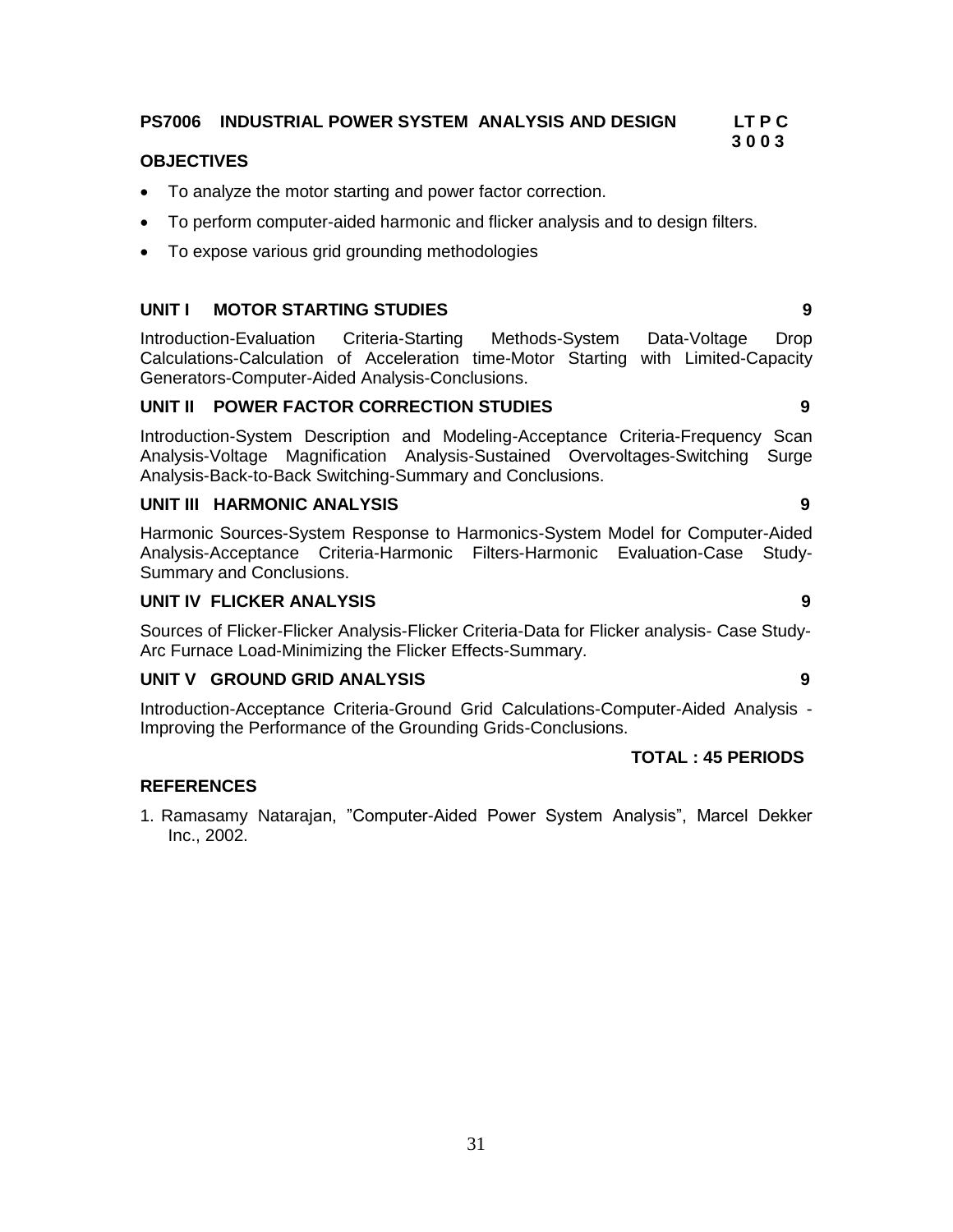## PS7006 INDUSTRIAL POWER SYSTEM ANALYSIS AND DESIGN

**L T P C**
**3 0 0 3**

### OBJECTIVES

- To analyze the motor starting and power factor correction.
- To perform computer-aided harmonic and flicker analysis and to design filters.
- To expose various grid grounding methodologies

### UNIT I MOTOR STARTING STUDIES — 9

Introduction-Evaluation Criteria-Starting Methods-System Data-Voltage Drop Calculations-Calculation of Acceleration time-Motor Starting with Limited-Capacity Generators-Computer-Aided Analysis-Conclusions.

### UNIT II POWER FACTOR CORRECTION STUDIES — 9

Introduction-System Description and Modeling-Acceptance Criteria-Frequency Scan Analysis-Voltage Magnification Analysis-Sustained Overvoltages-Switching Surge Analysis-Back-to-Back Switching-Summary and Conclusions.

### UNIT III HARMONIC ANALYSIS — 9

Harmonic Sources-System Response to Harmonics-System Model for Computer-Aided Analysis-Acceptance Criteria-Harmonic Filters-Harmonic Evaluation-Case Study-Summary and Conclusions.

### UNIT IV FLICKER ANALYSIS — 9

Sources of Flicker-Flicker Analysis-Flicker Criteria-Data for Flicker analysis- Case Study-Arc Furnace Load-Minimizing the Flicker Effects-Summary.

### UNIT V GROUND GRID ANALYSIS — 9

Introduction-Acceptance Criteria-Ground Grid Calculations-Computer-Aided Analysis - Improving the Performance of the Grounding Grids-Conclusions.

**TOTAL : 45 PERIODS**

### REFERENCES

1. Ramasamy Natarajan, "Computer-Aided Power System Analysis", Marcel Dekker Inc., 2002.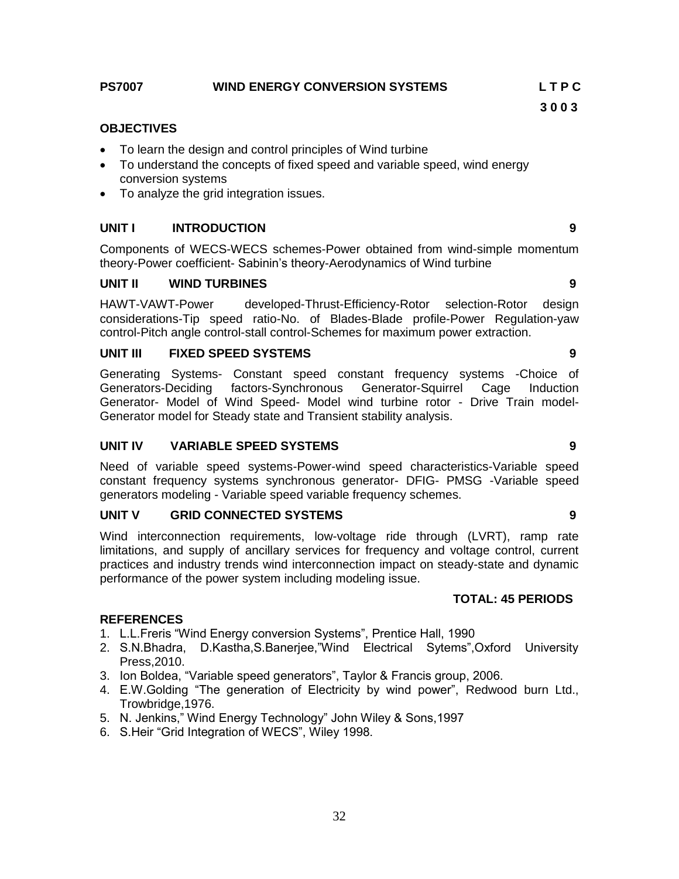**PS7007 WIND ENERGY CONVERSION SYSTEMS** **L T P C**
**3 0 0 3**

**OBJECTIVES**

- To learn the design and control principles of Wind turbine
- To understand the concepts of fixed speed and variable speed, wind energy conversion systems
- To analyze the grid integration issues.

**UNIT I INTRODUCTION 9**

Components of WECS-WECS schemes-Power obtained from wind-simple momentum theory-Power coefficient- Sabinin's theory-Aerodynamics of Wind turbine

**UNIT II WIND TURBINES 9**

HAWT-VAWT-Power developed-Thrust-Efficiency-Rotor selection-Rotor design considerations-Tip speed ratio-No. of Blades-Blade profile-Power Regulation-yaw control-Pitch angle control-stall control-Schemes for maximum power extraction.

**UNIT III FIXED SPEED SYSTEMS 9**

Generating Systems- Constant speed constant frequency systems -Choice of Generators-Deciding factors-Synchronous Generator-Squirrel Cage Induction Generator- Model of Wind Speed- Model wind turbine rotor - Drive Train model-Generator model for Steady state and Transient stability analysis.

**UNIT IV VARIABLE SPEED SYSTEMS 9**

Need of variable speed systems-Power-wind speed characteristics-Variable speed constant frequency systems synchronous generator- DFIG- PMSG -Variable speed generators modeling - Variable speed variable frequency schemes.

**UNIT V GRID CONNECTED SYSTEMS 9**

Wind interconnection requirements, low-voltage ride through (LVRT), ramp rate limitations, and supply of ancillary services for frequency and voltage control, current practices and industry trends wind interconnection impact on steady-state and dynamic performance of the power system including modeling issue.

**TOTAL: 45 PERIODS**

**REFERENCES**

1. L.L.Freris "Wind Energy conversion Systems", Prentice Hall, 1990
2. S.N.Bhadra, D.Kastha,S.Banerjee,"Wind Electrical Sytems",Oxford University Press,2010.
3. Ion Boldea, "Variable speed generators", Taylor & Francis group, 2006.
4. E.W.Golding "The generation of Electricity by wind power", Redwood burn Ltd., Trowbridge,1976.
5. N. Jenkins," Wind Energy Technology" John Wiley & Sons,1997
6. S.Heir "Grid Integration of WECS", Wiley 1998.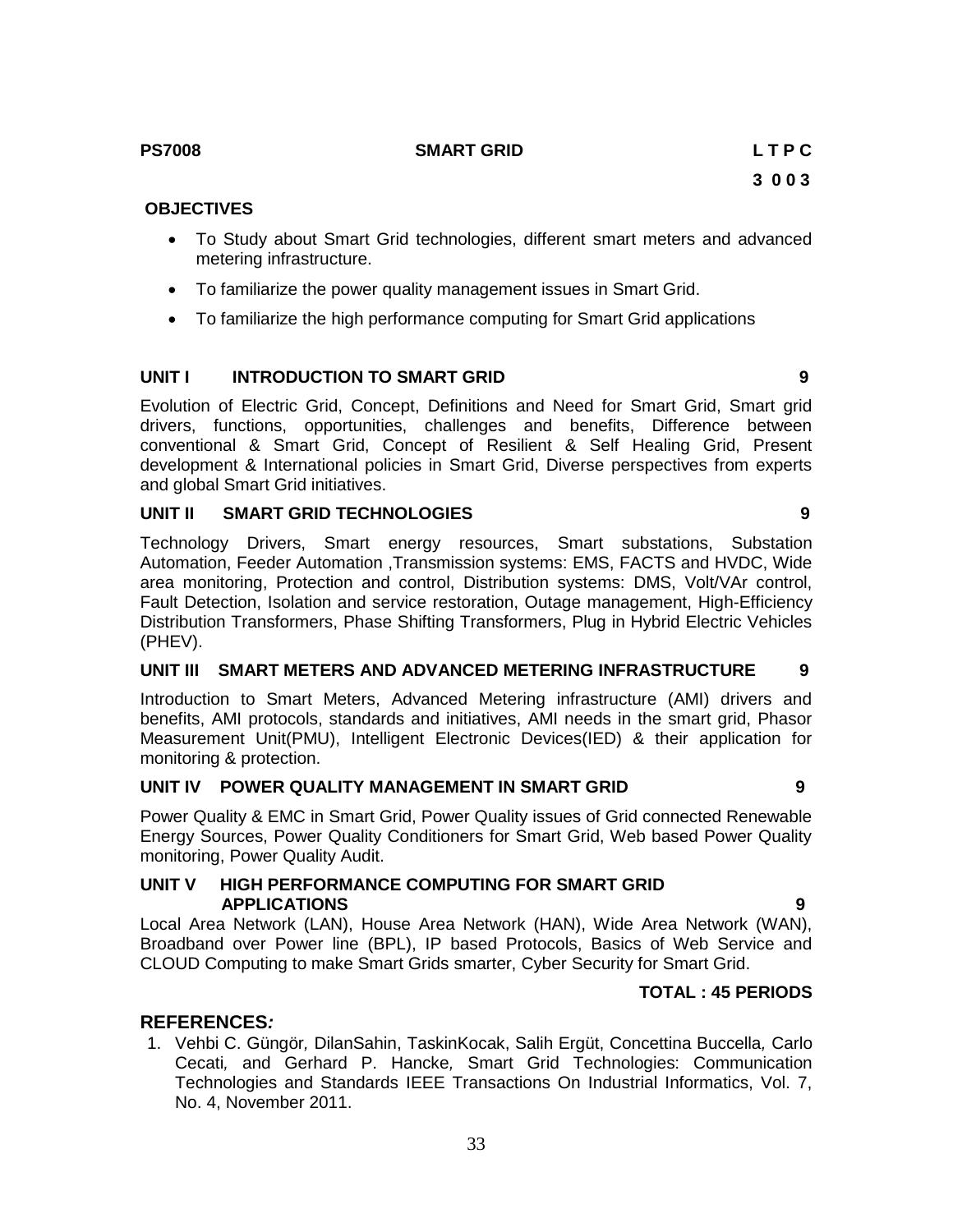**PS7008 SMART GRID L T P C**

**3 0 0 3**

**OBJECTIVES**

- To Study about Smart Grid technologies, different smart meters and advanced metering infrastructure.
- To familiarize the power quality management issues in Smart Grid.
- To familiarize the high performance computing for Smart Grid applications

**UNIT I INTRODUCTION TO SMART GRID 9**

Evolution of Electric Grid, Concept, Definitions and Need for Smart Grid, Smart grid drivers, functions, opportunities, challenges and benefits, Difference between conventional & Smart Grid, Concept of Resilient & Self Healing Grid, Present development & International policies in Smart Grid, Diverse perspectives from experts and global Smart Grid initiatives.

**UNIT II SMART GRID TECHNOLOGIES 9**

Technology Drivers, Smart energy resources, Smart substations, Substation Automation, Feeder Automation ,Transmission systems: EMS, FACTS and HVDC, Wide area monitoring, Protection and control, Distribution systems: DMS, Volt/VAr control, Fault Detection, Isolation and service restoration, Outage management, High-Efficiency Distribution Transformers, Phase Shifting Transformers, Plug in Hybrid Electric Vehicles (PHEV).

**UNIT III SMART METERS AND ADVANCED METERING INFRASTRUCTURE 9**

Introduction to Smart Meters, Advanced Metering infrastructure (AMI) drivers and benefits, AMI protocols, standards and initiatives, AMI needs in the smart grid, Phasor Measurement Unit(PMU), Intelligent Electronic Devices(IED) & their application for monitoring & protection.

**UNIT IV POWER QUALITY MANAGEMENT IN SMART GRID 9**

Power Quality & EMC in Smart Grid, Power Quality issues of Grid connected Renewable Energy Sources, Power Quality Conditioners for Smart Grid, Web based Power Quality monitoring, Power Quality Audit.

**UNIT V HIGH PERFORMANCE COMPUTING FOR SMART GRID APPLICATIONS 9**

Local Area Network (LAN), House Area Network (HAN), Wide Area Network (WAN), Broadband over Power line (BPL), IP based Protocols, Basics of Web Service and CLOUD Computing to make Smart Grids smarter, Cyber Security for Smart Grid.

**TOTAL : 45 PERIODS**

## REFERENCES*:*

1. Vehbi C. Güngör*,* DilanSahin, TaskinKocak, Salih Ergüt, Concettina Buccella*,* Carlo Cecati*,* and Gerhard P. Hancke*,* Smart Grid Technologies: Communication Technologies and Standards IEEE Transactions On Industrial Informatics, Vol. 7, No. 4, November 2011.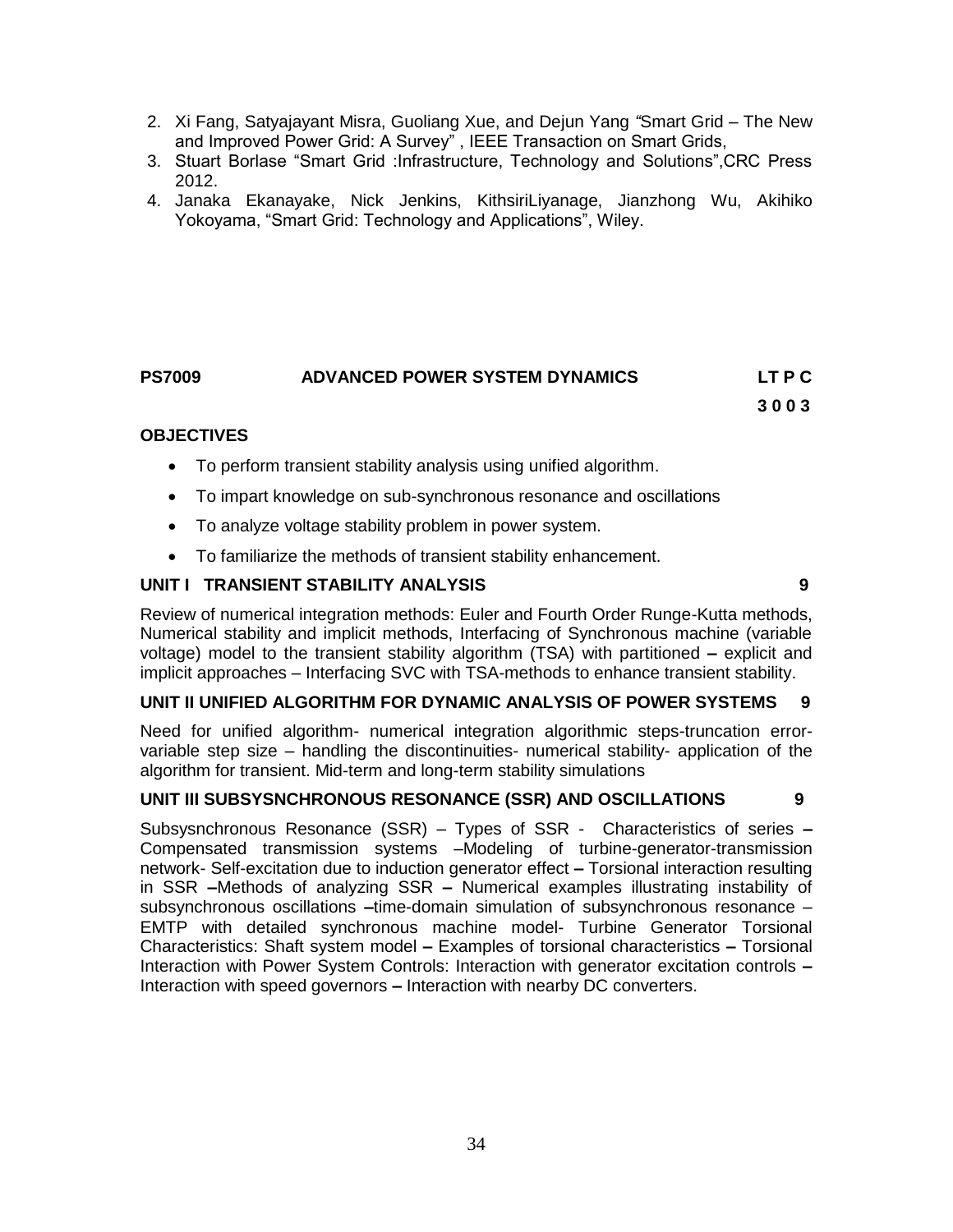2. Xi Fang, Satyajayant Misra, Guoliang Xue, and Dejun Yang "Smart Grid – The New and Improved Power Grid: A Survey" , IEEE Transaction on Smart Grids,
3. Stuart Borlase "Smart Grid :Infrastructure, Technology and Solutions",CRC Press 2012.
4. Janaka Ekanayake, Nick Jenkins, KithsiriLiyanage, Jianzhong Wu, Akihiko Yokoyama, "Smart Grid: Technology and Applications", Wiley.

## PS7009 ADVANCED POWER SYSTEM DYNAMICS

**LT P C**
**3 0 0 3**

### OBJECTIVES

- To perform transient stability analysis using unified algorithm.
- To impart knowledge on sub-synchronous resonance and oscillations
- To analyze voltage stability problem in power system.
- To familiarize the methods of transient stability enhancement.

### UNIT I TRANSIENT STABILITY ANALYSIS 9

Review of numerical integration methods: Euler and Fourth Order Runge-Kutta methods, Numerical stability and implicit methods, Interfacing of Synchronous machine (variable voltage) model to the transient stability algorithm (TSA) with partitioned **–** explicit and implicit approaches – Interfacing SVC with TSA-methods to enhance transient stability.

### UNIT II UNIFIED ALGORITHM FOR DYNAMIC ANALYSIS OF POWER SYSTEMS 9

Need for unified algorithm- numerical integration algorithmic steps-truncation error-variable step size – handling the discontinuities- numerical stability- application of the algorithm for transient. Mid-term and long-term stability simulations

### UNIT III SUBSYSNCHRONOUS RESONANCE (SSR) AND OSCILLATIONS 9

Subsysnchronous Resonance (SSR) – Types of SSR - Characteristics of series **–** Compensated transmission systems –Modeling of turbine-generator-transmission network- Self-excitation due to induction generator effect **–** Torsional interaction resulting in SSR **–**Methods of analyzing SSR **–** Numerical examples illustrating instability of subsynchronous oscillations **–**time-domain simulation of subsynchronous resonance – EMTP with detailed synchronous machine model- Turbine Generator Torsional Characteristics: Shaft system model **–** Examples of torsional characteristics **–** Torsional Interaction with Power System Controls: Interaction with generator excitation controls **–** Interaction with speed governors **–** Interaction with nearby DC converters.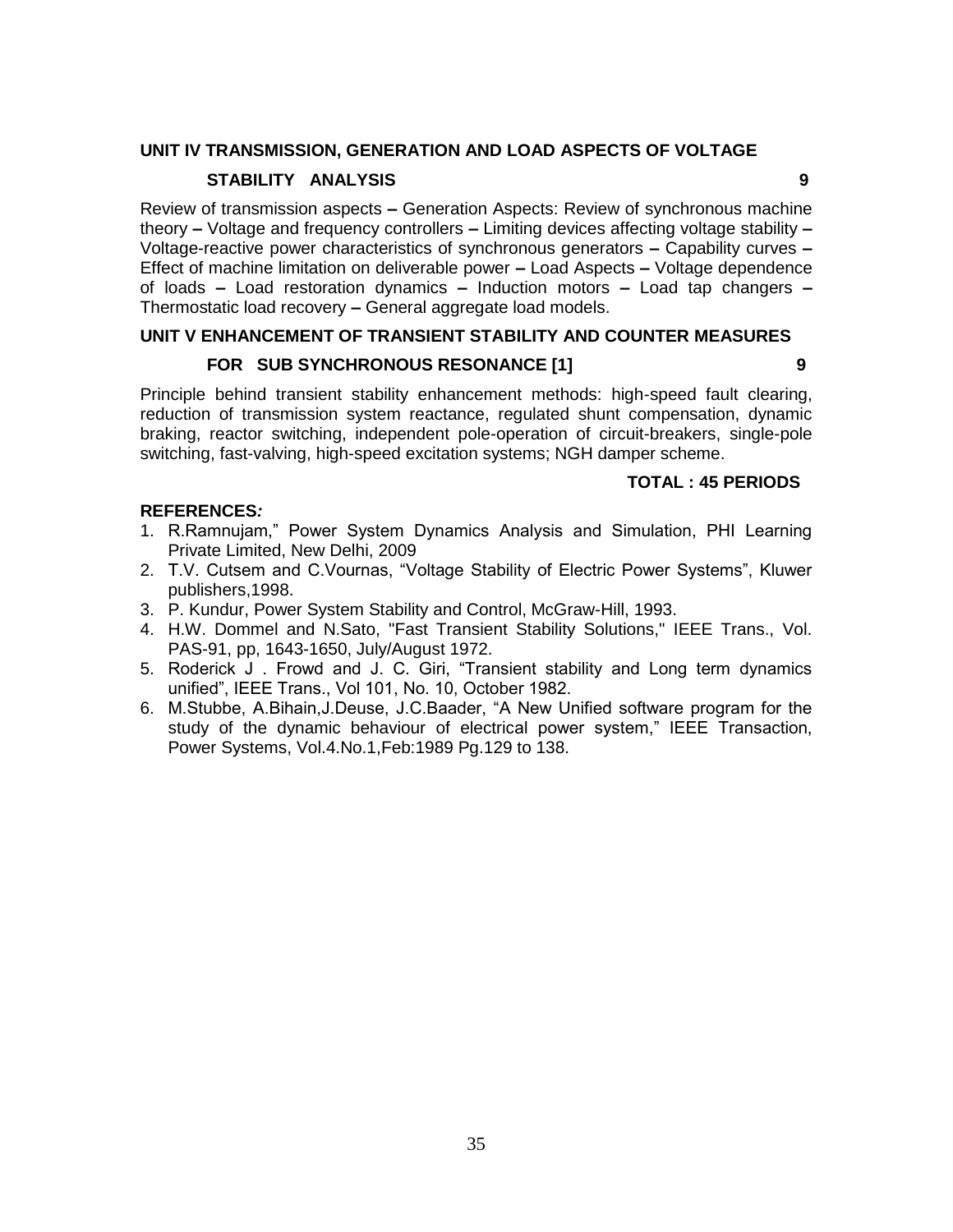**UNIT IV TRANSMISSION, GENERATION AND LOAD ASPECTS OF VOLTAGE STABILITY ANALYSIS** **9**

Review of transmission aspects – Generation Aspects: Review of synchronous machine theory – Voltage and frequency controllers – Limiting devices affecting voltage stability – Voltage-reactive power characteristics of synchronous generators – Capability curves – Effect of machine limitation on deliverable power – Load Aspects – Voltage dependence of loads – Load restoration dynamics – Induction motors – Load tap changers – Thermostatic load recovery – General aggregate load models.

**UNIT V ENHANCEMENT OF TRANSIENT STABILITY AND COUNTER MEASURES FOR SUB SYNCHRONOUS RESONANCE [1]** **9**

Principle behind transient stability enhancement methods: high-speed fault clearing, reduction of transmission system reactance, regulated shunt compensation, dynamic braking, reactor switching, independent pole-operation of circuit-breakers, single-pole switching, fast-valving, high-speed excitation systems; NGH damper scheme.

**TOTAL : 45 PERIODS**

**REFERENCES*:***

1. R.Ramnujam," Power System Dynamics Analysis and Simulation, PHI Learning Private Limited, New Delhi, 2009
2. T.V. Cutsem and C.Vournas, "Voltage Stability of Electric Power Systems", Kluwer publishers,1998.
3. P. Kundur, Power System Stability and Control, McGraw-Hill, 1993.
4. H.W. Dommel and N.Sato, "Fast Transient Stability Solutions," IEEE Trans., Vol. PAS-91, pp, 1643-1650, July/August 1972.
5. Roderick J . Frowd and J. C. Giri, "Transient stability and Long term dynamics unified", IEEE Trans., Vol 101, No. 10, October 1982.
6. M.Stubbe, A.Bihain,J.Deuse, J.C.Baader, "A New Unified software program for the study of the dynamic behaviour of electrical power system," IEEE Transaction, Power Systems, Vol.4.No.1,Feb:1989 Pg.129 to 138.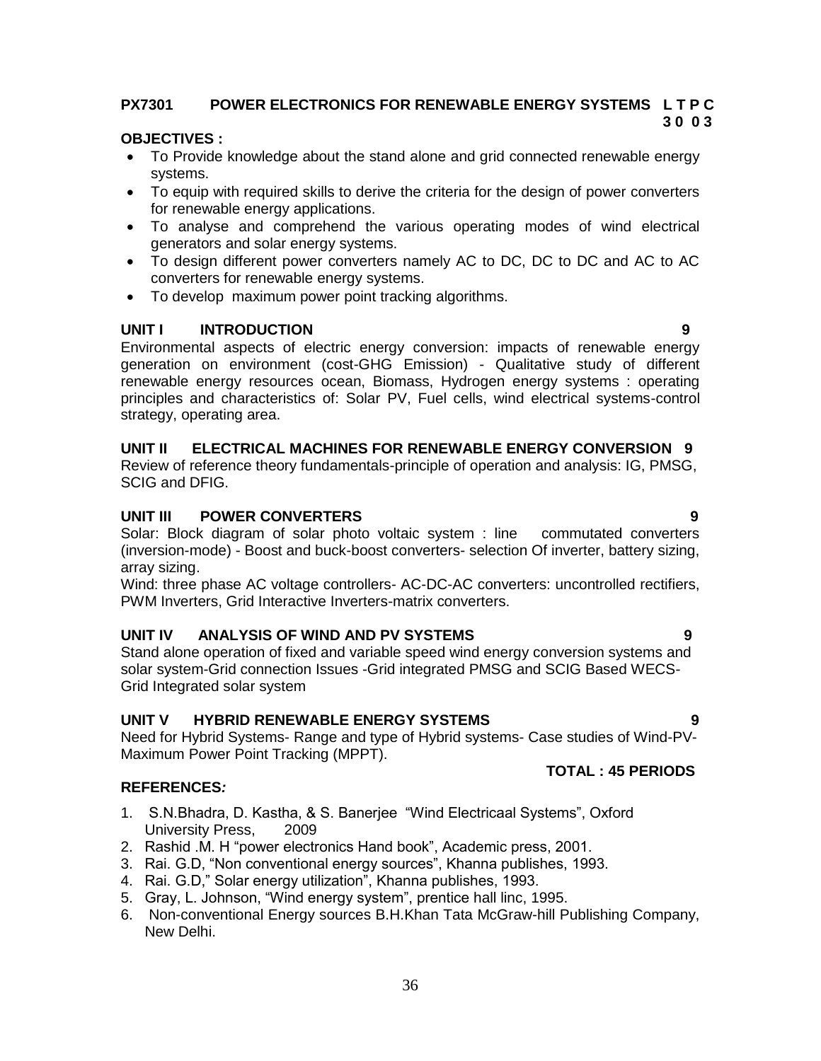## PX7301 POWER ELECTRONICS FOR RENEWABLE ENERGY SYSTEMS L T P C 3 0 0 3

**OBJECTIVES :**

- To Provide knowledge about the stand alone and grid connected renewable energy systems.
- To equip with required skills to derive the criteria for the design of power converters for renewable energy applications.
- To analyse and comprehend the various operating modes of wind electrical generators and solar energy systems.
- To design different power converters namely AC to DC, DC to DC and AC to AC converters for renewable energy systems.
- To develop maximum power point tracking algorithms.

### UNIT I INTRODUCTION 9

Environmental aspects of electric energy conversion: impacts of renewable energy generation on environment (cost-GHG Emission) - Qualitative study of different renewable energy resources ocean, Biomass, Hydrogen energy systems : operating principles and characteristics of: Solar PV, Fuel cells, wind electrical systems-control strategy, operating area.

### UNIT II ELECTRICAL MACHINES FOR RENEWABLE ENERGY CONVERSION 9

Review of reference theory fundamentals-principle of operation and analysis: IG, PMSG, SCIG and DFIG.

### UNIT III POWER CONVERTERS 9

Solar: Block diagram of solar photo voltaic system : line commutated converters (inversion-mode) - Boost and buck-boost converters- selection Of inverter, battery sizing, array sizing.

Wind: three phase AC voltage controllers- AC-DC-AC converters: uncontrolled rectifiers, PWM Inverters, Grid Interactive Inverters-matrix converters.

### UNIT IV ANALYSIS OF WIND AND PV SYSTEMS 9

Stand alone operation of fixed and variable speed wind energy conversion systems and solar system-Grid connection Issues -Grid integrated PMSG and SCIG Based WECS-Grid Integrated solar system

### UNIT V HYBRID RENEWABLE ENERGY SYSTEMS 9

Need for Hybrid Systems- Range and type of Hybrid systems- Case studies of Wind-PV-Maximum Power Point Tracking (MPPT).

**TOTAL : 45 PERIODS**

**REFERENCES*:***

1. S.N.Bhadra, D. Kastha, & S. Banerjee "Wind Electricaal Systems", Oxford University Press, 2009
2. Rashid .M. H "power electronics Hand book", Academic press, 2001.
3. Rai. G.D, "Non conventional energy sources", Khanna publishes, 1993.
4. Rai. G.D," Solar energy utilization", Khanna publishes, 1993.
5. Gray, L. Johnson, "Wind energy system", prentice hall linc, 1995.
6. Non-conventional Energy sources B.H.Khan Tata McGraw-hill Publishing Company, New Delhi.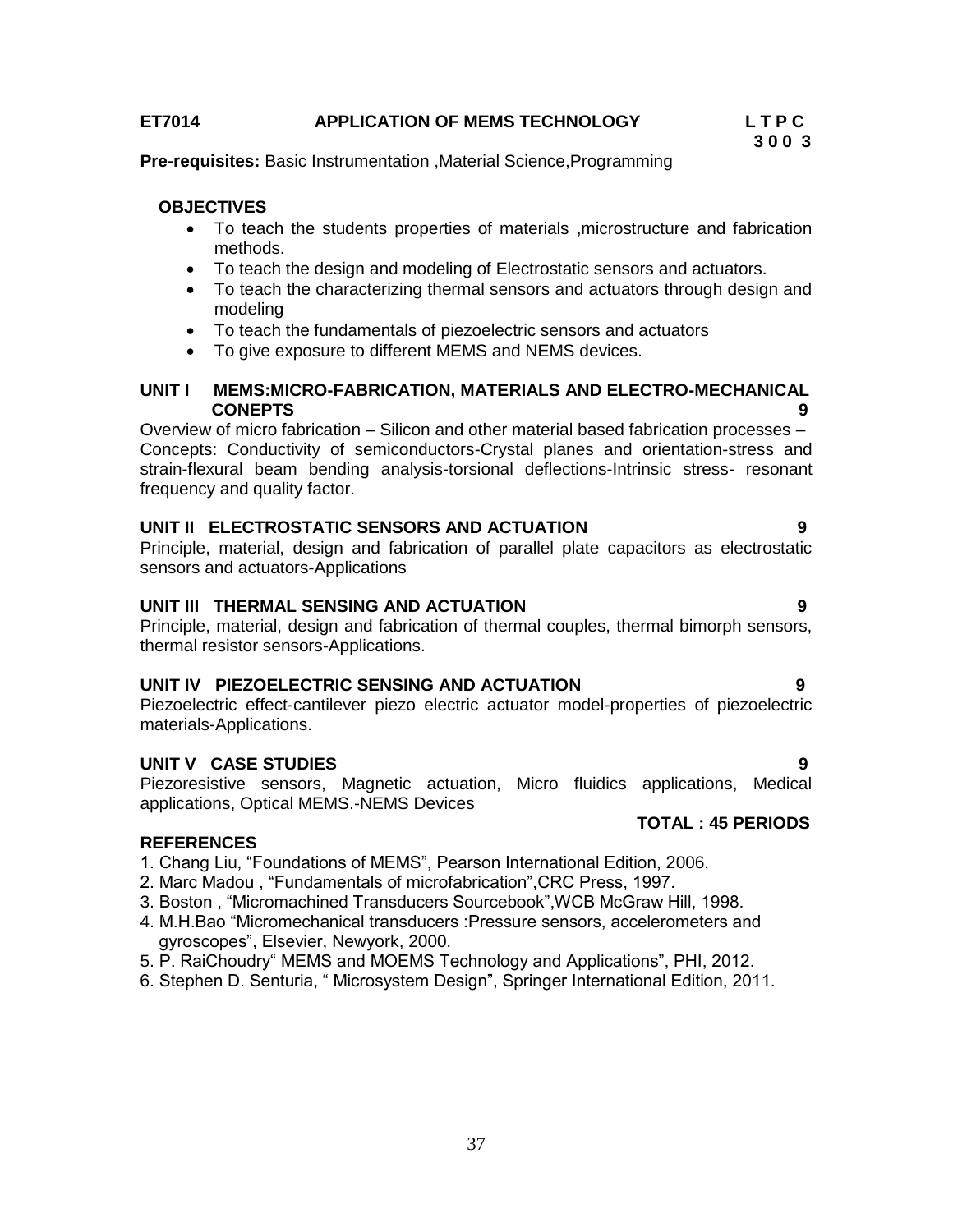**ET7014 APPLICATION OF MEMS TECHNOLOGY**

| L | T | P | C |
|---|---|---|---|
| 3 | 0 | 0 | 3 |

**Pre-requisites:** Basic Instrumentation ,Material Science,Programming

**OBJECTIVES**

- To teach the students properties of materials ,microstructure and fabrication methods.
- To teach the design and modeling of Electrostatic sensors and actuators.
- To teach the characterizing thermal sensors and actuators through design and modeling
- To teach the fundamentals of piezoelectric sensors and actuators
- To give exposure to different MEMS and NEMS devices.

**UNIT I MEMS:MICRO-FABRICATION, MATERIALS AND ELECTRO-MECHANICAL CONEPTS 9**

Overview of micro fabrication – Silicon and other material based fabrication processes – Concepts: Conductivity of semiconductors-Crystal planes and orientation-stress and strain-flexural beam bending analysis-torsional deflections-Intrinsic stress- resonant frequency and quality factor.

**UNIT II ELECTROSTATIC SENSORS AND ACTUATION 9**

Principle, material, design and fabrication of parallel plate capacitors as electrostatic sensors and actuators-Applications

**UNIT III THERMAL SENSING AND ACTUATION 9**

Principle, material, design and fabrication of thermal couples, thermal bimorph sensors, thermal resistor sensors-Applications.

**UNIT IV PIEZOELECTRIC SENSING AND ACTUATION 9**

Piezoelectric effect-cantilever piezo electric actuator model-properties of piezoelectric materials-Applications.

**UNIT V CASE STUDIES 9**

Piezoresistive sensors, Magnetic actuation, Micro fluidics applications, Medical applications, Optical MEMS.-NEMS Devices

**TOTAL : 45 PERIODS**

**REFERENCES**

1. Chang Liu, "Foundations of MEMS", Pearson International Edition, 2006.
2. Marc Madou , "Fundamentals of microfabrication",CRC Press, 1997.
3. Boston , "Micromachined Transducers Sourcebook",WCB McGraw Hill, 1998.
4. M.H.Bao "Micromechanical transducers :Pressure sensors, accelerometers and gyroscopes", Elsevier, Newyork, 2000.
5. P. RaiChoudry" MEMS and MOEMS Technology and Applications", PHI, 2012.
6. Stephen D. Senturia, " Microsystem Design", Springer International Edition, 2011.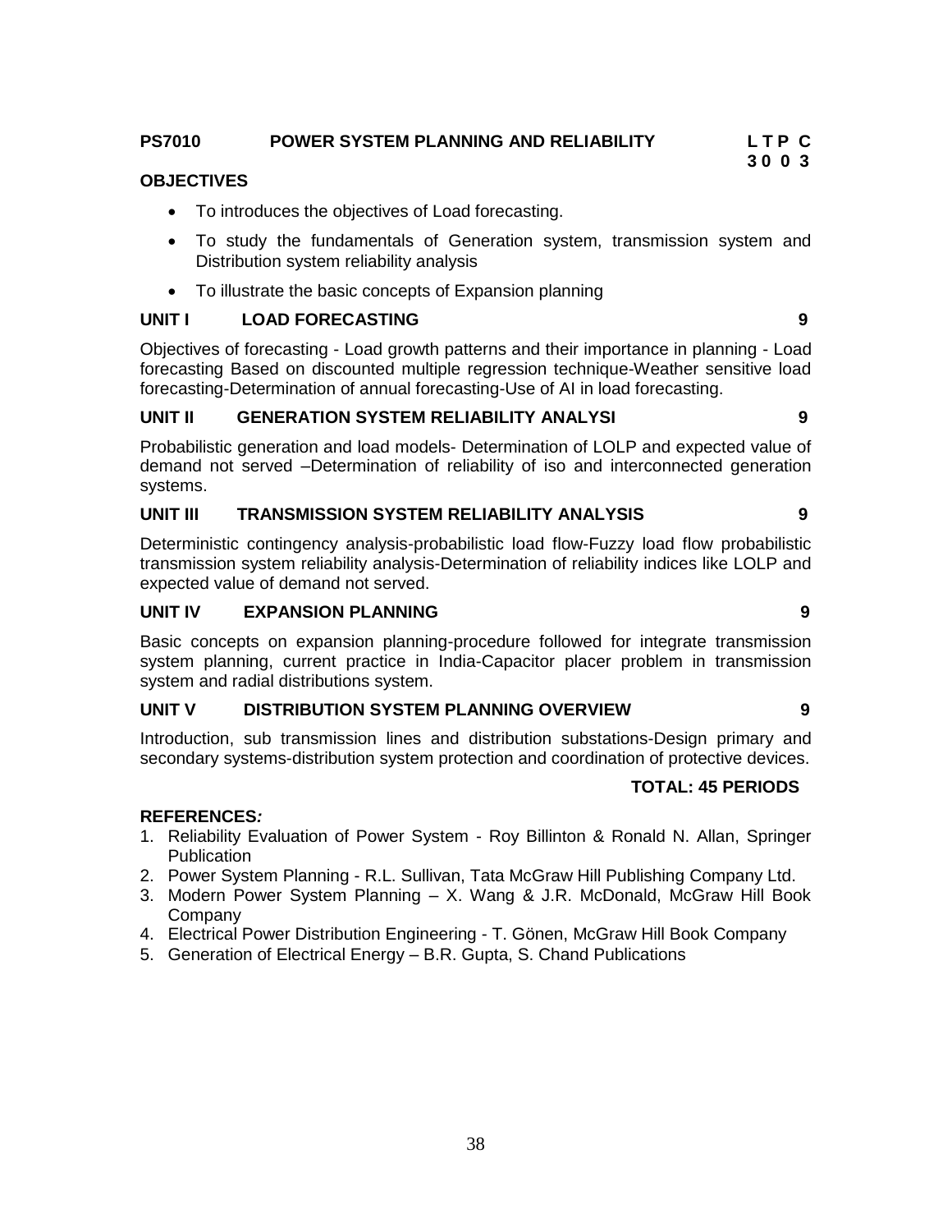**PS7010 POWER SYSTEM PLANNING AND RELIABILITY**

| L | T | P | C |
|---|---|---|---|
| 3 | 0 | 0 | 3 |

**OBJECTIVES**

- To introduces the objectives of Load forecasting.
- To study the fundamentals of Generation system, transmission system and Distribution system reliability analysis
- To illustrate the basic concepts of Expansion planning

**UNIT I LOAD FORECASTING 9**

Objectives of forecasting - Load growth patterns and their importance in planning - Load forecasting Based on discounted multiple regression technique-Weather sensitive load forecasting-Determination of annual forecasting-Use of AI in load forecasting.

**UNIT II GENERATION SYSTEM RELIABILITY ANALYSI 9**

Probabilistic generation and load models- Determination of LOLP and expected value of demand not served –Determination of reliability of iso and interconnected generation systems.

**UNIT III TRANSMISSION SYSTEM RELIABILITY ANALYSIS 9**

Deterministic contingency analysis-probabilistic load flow-Fuzzy load flow probabilistic transmission system reliability analysis-Determination of reliability indices like LOLP and expected value of demand not served.

**UNIT IV EXPANSION PLANNING 9**

Basic concepts on expansion planning-procedure followed for integrate transmission system planning, current practice in India-Capacitor placer problem in transmission system and radial distributions system.

**UNIT V DISTRIBUTION SYSTEM PLANNING OVERVIEW 9**

Introduction, sub transmission lines and distribution substations-Design primary and secondary systems-distribution system protection and coordination of protective devices.

**TOTAL: 45 PERIODS**

**REFERENCES*:***

1. Reliability Evaluation of Power System - Roy Billinton & Ronald N. Allan, Springer Publication
2. Power System Planning - R.L. Sullivan, Tata McGraw Hill Publishing Company Ltd.
3. Modern Power System Planning – X. Wang & J.R. McDonald, McGraw Hill Book Company
4. Electrical Power Distribution Engineering - T. Gönen, McGraw Hill Book Company
5. Generation of Electrical Energy – B.R. Gupta, S. Chand Publications